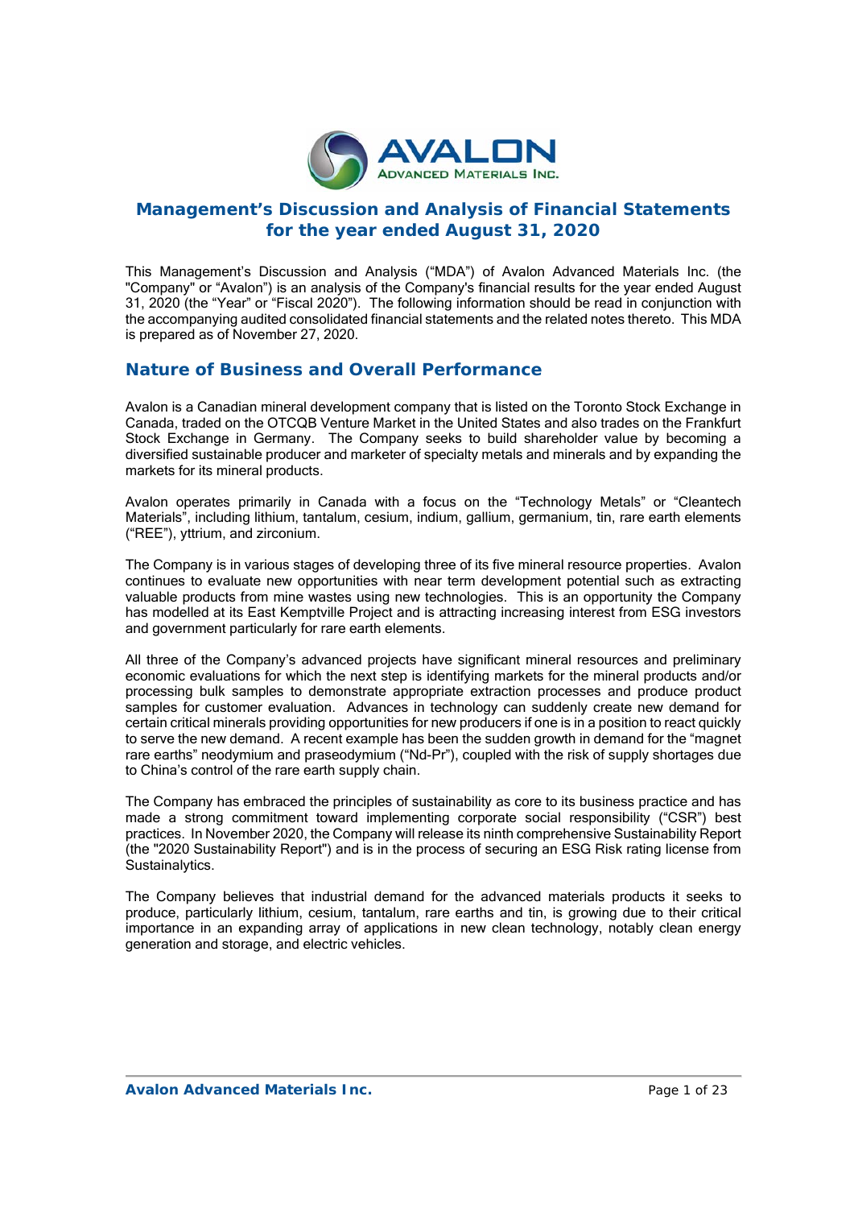# Management's Discussion and Analysis of Financial Statements for the year ended August 31, 2020

This Management's Discussion and Analysis ("MDA") of Avalon Advanced Materials Inc. (the "Company" or "Avalon") is an analysis of the Company's financial results for the year ended August 31, 2020 (the "Year" or "Fiscal 2020"). The following information should be read in conjunction with the accompanying audited consolidated financial statements and the related notes thereto. This MDA is prepared as of November 27, 2020.

## Nature of Business and Overall Performance

Avalon is a Canadian mineral development company that is listed on the Toronto Stock Exchange in Canada, traded on the OTCQB Venture Market in the United States and also trades on the Frankfurt Stock Exchange in Germany. The Company seeks to build shareholder value by becoming a diversified sustainable producer and marketer of specialty metals and minerals and by expanding the markets for its mineral products.

Avalon operates primarily in Canada with a focus on the "Technology Metals" or "Cleantech Materials", including lithium, tantalum, cesium, indium, gallium, germanium, tin, rare earth elements ("REE"), yttrium, and zirconium.

The Company is in various stages of developing three of its five mineral resource properties. Avalon continues to evaluate new opportunities with near term development potential such as extracting valuable products from mine wastes using new technologies. This is an opportunity the Company has modelled at its East Kemptville Project and is attracting increasing interest from ESG investors and government particularly for rare earth elements.

All three of the Company's advanced projects have significant mineral resources and preliminary economic evaluations for which the next step is identifying markets for the mineral products and/or processing bulk samples to demonstrate appropriate extraction processes and produce product samples for customer evaluation. Advances in technology can suddenly create new demand for certain critical minerals providing opportunities for new producers if one is in a position to react quickly to serve the new demand. A recent example has been the sudden growth in demand for the "magnet rare earths" neodymium and praseodymium ("Nd-Pr"), coupled with the risk of supply shortages due to China's control of the rare earth supply chain.

The Company has embraced the principles of sustainability as core to its business practice and has made a strong commitment toward implementing corporate social responsibility ("CSR") best practices. In November 2020, the Company will release its ninth comprehensive Sustainability Report (the "2020 Sustainability Report") and is in the process of securing an ESG Risk rating license from Sustainalytics.

The Company believes that industrial demand for the advanced materials products it seeks to produce, particularly lithium, cesium, tantalum, rare earths and tin, is growing due to their critical importance in an expanding array of applications in new clean technology, notably clean energy generation and storage, and electric vehicles.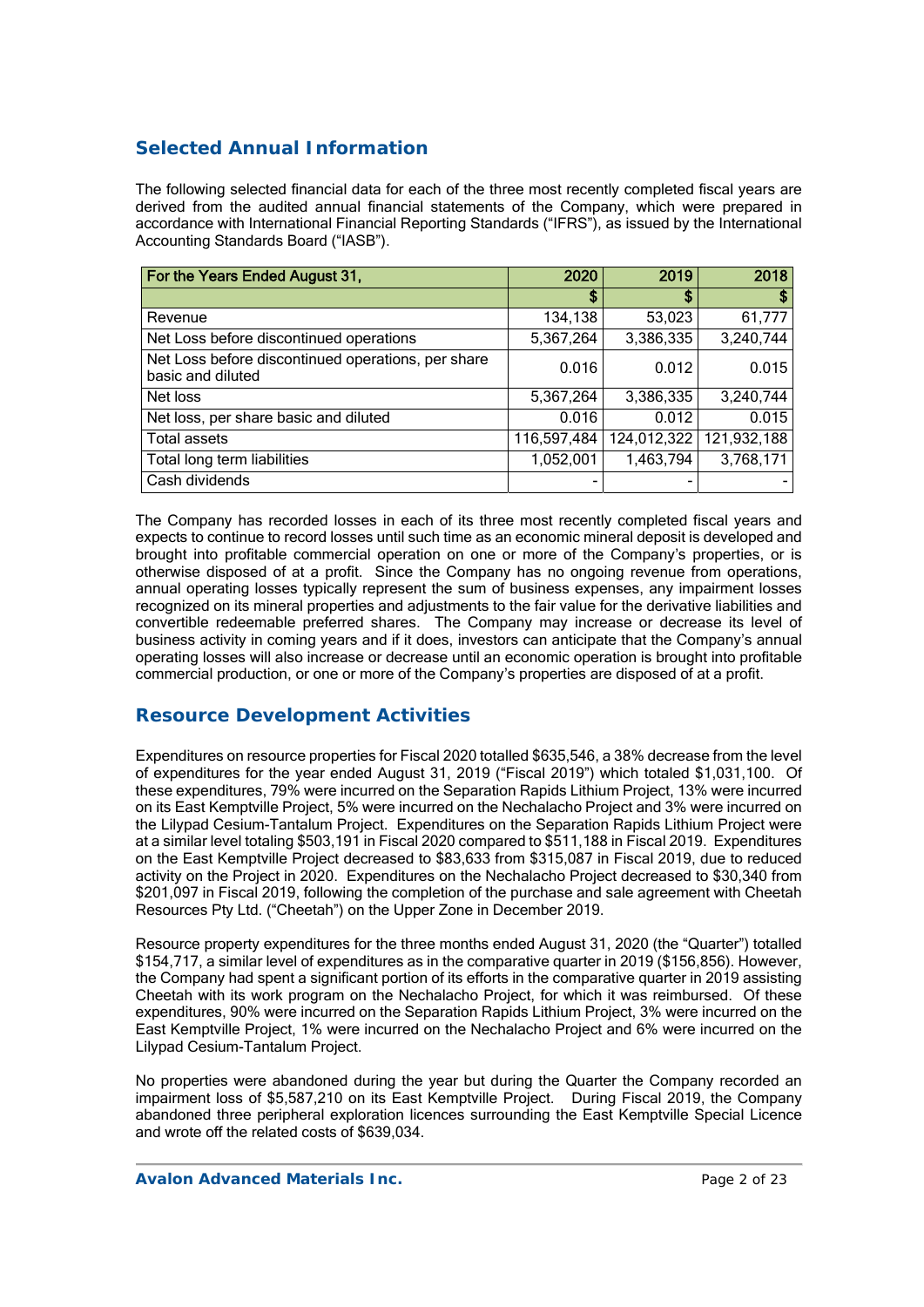## Selected Annual Information

The following selected financial data for each of the three most recently completed fiscal years are derived from the audited annual financial statements of the Company, which were prepared in accordance with International Financial Reporting Standards ("IFRS"), as issued by the International Accounting Standards Board ("IASB").

| For the Years Ended August 31, | 2020 | 2019 | 2018 |
|---|---|---|---|
| | $ | $ | $ |
| Revenue | 134,138 | 53,023 | 61,777 |
| Net Loss before discontinued operations | 5,367,264 | 3,386,335 | 3,240,744 |
| Net Loss before discontinued operations, per share basic and diluted | 0.016 | 0.012 | 0.015 |
| Net loss | 5,367,264 | 3,386,335 | 3,240,744 |
| Net loss, per share basic and diluted | 0.016 | 0.012 | 0.015 |
| Total assets | 116,597,484 | 124,012,322 | 121,932,188 |
| Total long term liabilities | 1,052,001 | 1,463,794 | 3,768,171 |
| Cash dividends | - | - | - |

The Company has recorded losses in each of its three most recently completed fiscal years and expects to continue to record losses until such time as an economic mineral deposit is developed and brought into profitable commercial operation on one or more of the Company's properties, or is otherwise disposed of at a profit. Since the Company has no ongoing revenue from operations, annual operating losses typically represent the sum of business expenses, any impairment losses recognized on its mineral properties and adjustments to the fair value for the derivative liabilities and convertible redeemable preferred shares. The Company may increase or decrease its level of business activity in coming years and if it does, investors can anticipate that the Company's annual operating losses will also increase or decrease until an economic operation is brought into profitable commercial production, or one or more of the Company's properties are disposed of at a profit.

## Resource Development Activities

Expenditures on resource properties for Fiscal 2020 totalled $635,546, a 38% decrease from the level of expenditures for the year ended August 31, 2019 ("Fiscal 2019") which totaled $1,031,100. Of these expenditures, 79% were incurred on the Separation Rapids Lithium Project, 13% were incurred on its East Kemptville Project, 5% were incurred on the Nechalacho Project and 3% were incurred on the Lilypad Cesium-Tantalum Project. Expenditures on the Separation Rapids Lithium Project were at a similar level totaling $503,191 in Fiscal 2020 compared to $511,188 in Fiscal 2019. Expenditures on the East Kemptville Project decreased to $83,633 from $315,087 in Fiscal 2019, due to reduced activity on the Project in 2020. Expenditures on the Nechalacho Project decreased to $30,340 from $201,097 in Fiscal 2019, following the completion of the purchase and sale agreement with Cheetah Resources Pty Ltd. ("Cheetah") on the Upper Zone in December 2019.

Resource property expenditures for the three months ended August 31, 2020 (the "Quarter") totalled $154,717, a similar level of expenditures as in the comparative quarter in 2019 ($156,856). However, the Company had spent a significant portion of its efforts in the comparative quarter in 2019 assisting Cheetah with its work program on the Nechalacho Project, for which it was reimbursed. Of these expenditures, 90% were incurred on the Separation Rapids Lithium Project, 3% were incurred on the East Kemptville Project, 1% were incurred on the Nechalacho Project and 6% were incurred on the Lilypad Cesium-Tantalum Project.

No properties were abandoned during the year but during the Quarter the Company recorded an impairment loss of $5,587,210 on its East Kemptville Project. During Fiscal 2019, the Company abandoned three peripheral exploration licences surrounding the East Kemptville Special Licence and wrote off the related costs of $639,034.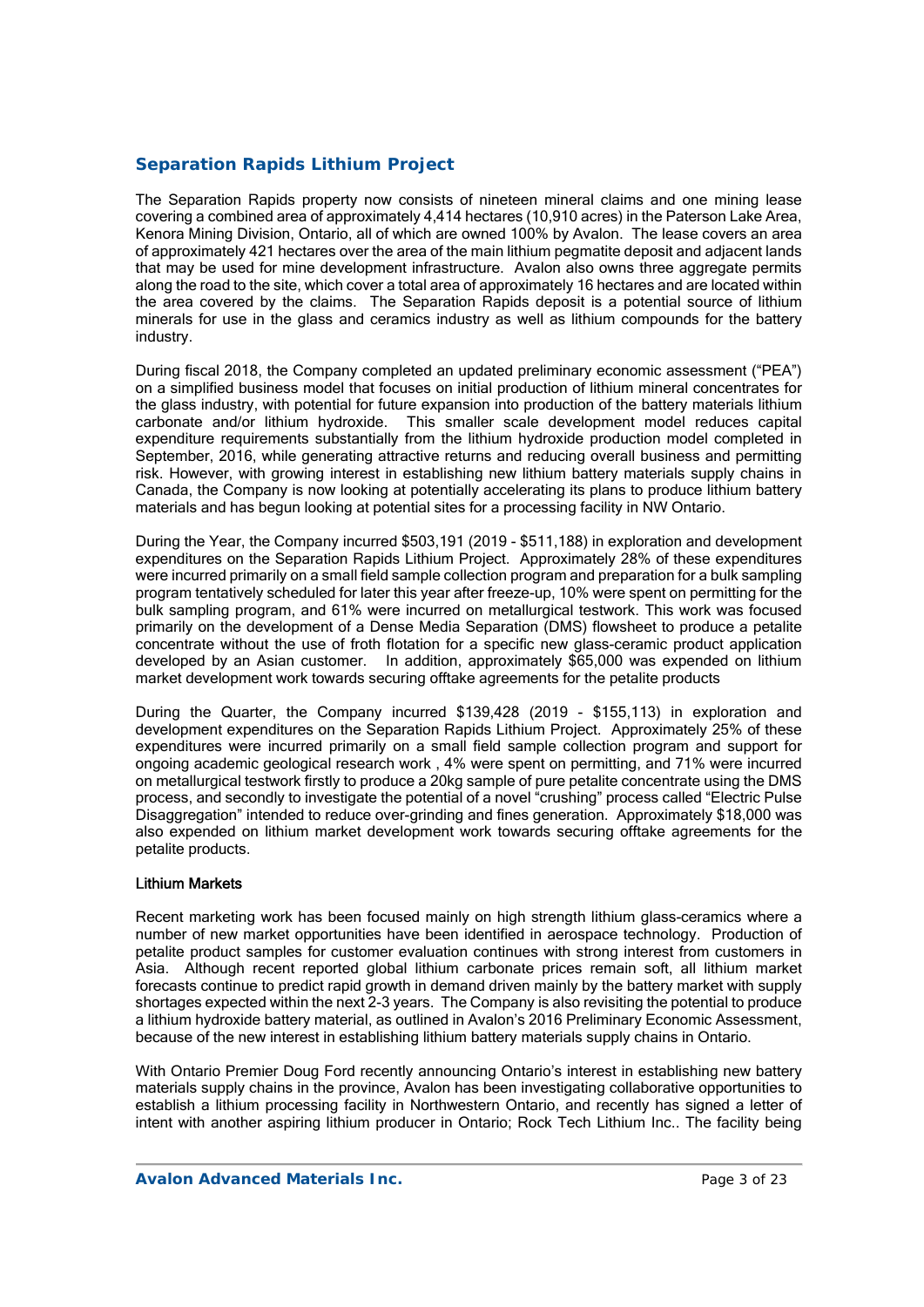## Separation Rapids Lithium Project

The Separation Rapids property now consists of nineteen mineral claims and one mining lease covering a combined area of approximately 4,414 hectares (10,910 acres) in the Paterson Lake Area, Kenora Mining Division, Ontario, all of which are owned 100% by Avalon. The lease covers an area of approximately 421 hectares over the area of the main lithium pegmatite deposit and adjacent lands that may be used for mine development infrastructure. Avalon also owns three aggregate permits along the road to the site, which cover a total area of approximately 16 hectares and are located within the area covered by the claims. The Separation Rapids deposit is a potential source of lithium minerals for use in the glass and ceramics industry as well as lithium compounds for the battery industry.

During fiscal 2018, the Company completed an updated preliminary economic assessment ("PEA") on a simplified business model that focuses on initial production of lithium mineral concentrates for the glass industry, with potential for future expansion into production of the battery materials lithium carbonate and/or lithium hydroxide. This smaller scale development model reduces capital expenditure requirements substantially from the lithium hydroxide production model completed in September, 2016, while generating attractive returns and reducing overall business and permitting risk. However, with growing interest in establishing new lithium battery materials supply chains in Canada, the Company is now looking at potentially accelerating its plans to produce lithium battery materials and has begun looking at potential sites for a processing facility in NW Ontario.

During the Year, the Company incurred $503,191 (2019 - $511,188) in exploration and development expenditures on the Separation Rapids Lithium Project. Approximately 28% of these expenditures were incurred primarily on a small field sample collection program and preparation for a bulk sampling program tentatively scheduled for later this year after freeze-up, 10% were spent on permitting for the bulk sampling program, and 61% were incurred on metallurgical testwork. This work was focused primarily on the development of a Dense Media Separation (DMS) flowsheet to produce a petalite concentrate without the use of froth flotation for a specific new glass-ceramic product application developed by an Asian customer. In addition, approximately $65,000 was expended on lithium market development work towards securing offtake agreements for the petalite products

During the Quarter, the Company incurred $139,428 (2019 - $155,113) in exploration and development expenditures on the Separation Rapids Lithium Project. Approximately 25% of these expenditures were incurred primarily on a small field sample collection program and support for ongoing academic geological research work , 4% were spent on permitting, and 71% were incurred on metallurgical testwork firstly to produce a 20kg sample of pure petalite concentrate using the DMS process, and secondly to investigate the potential of a novel "crushing" process called "Electric Pulse Disaggregation" intended to reduce over-grinding and fines generation. Approximately $18,000 was also expended on lithium market development work towards securing offtake agreements for the petalite products.

### Lithium Markets

Recent marketing work has been focused mainly on high strength lithium glass-ceramics where a number of new market opportunities have been identified in aerospace technology. Production of petalite product samples for customer evaluation continues with strong interest from customers in Asia. Although recent reported global lithium carbonate prices remain soft, all lithium market forecasts continue to predict rapid growth in demand driven mainly by the battery market with supply shortages expected within the next 2-3 years. The Company is also revisiting the potential to produce a lithium hydroxide battery material, as outlined in Avalon's 2016 Preliminary Economic Assessment, because of the new interest in establishing lithium battery materials supply chains in Ontario.

With Ontario Premier Doug Ford recently announcing Ontario's interest in establishing new battery materials supply chains in the province, Avalon has been investigating collaborative opportunities to establish a lithium processing facility in Northwestern Ontario, and recently has signed a letter of intent with another aspiring lithium producer in Ontario; Rock Tech Lithium Inc.. The facility being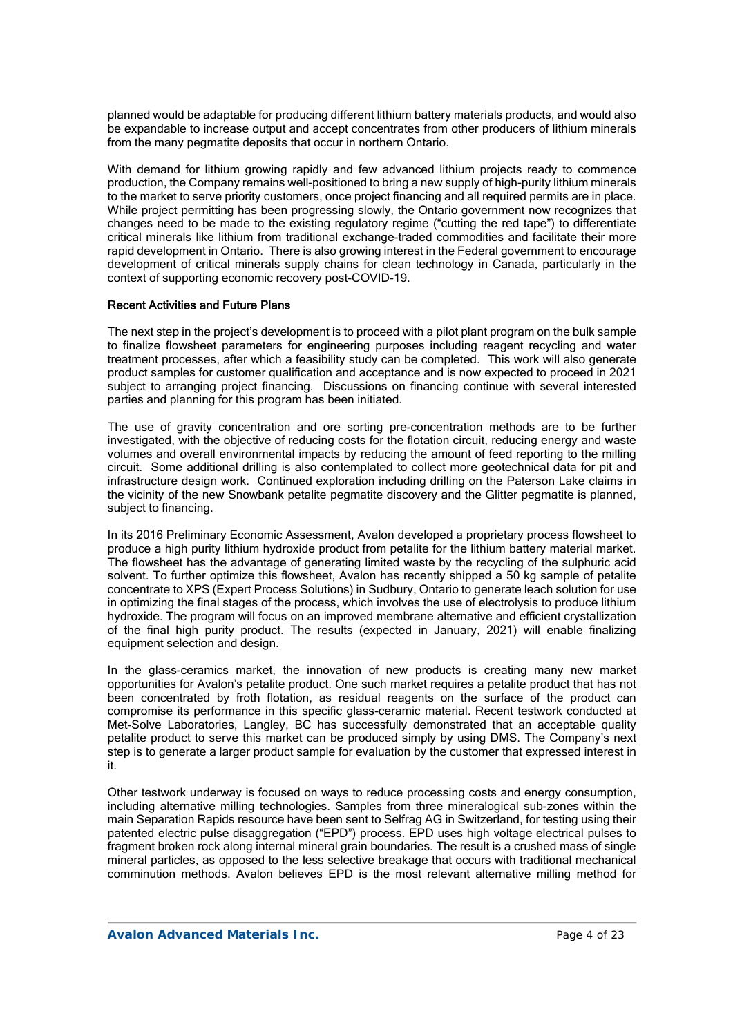planned would be adaptable for producing different lithium battery materials products, and would also be expandable to increase output and accept concentrates from other producers of lithium minerals from the many pegmatite deposits that occur in northern Ontario.

With demand for lithium growing rapidly and few advanced lithium projects ready to commence production, the Company remains well-positioned to bring a new supply of high-purity lithium minerals to the market to serve priority customers, once project financing and all required permits are in place. While project permitting has been progressing slowly, the Ontario government now recognizes that changes need to be made to the existing regulatory regime ("cutting the red tape") to differentiate critical minerals like lithium from traditional exchange-traded commodities and facilitate their more rapid development in Ontario. There is also growing interest in the Federal government to encourage development of critical minerals supply chains for clean technology in Canada, particularly in the context of supporting economic recovery post-COVID-19.

### Recent Activities and Future Plans

The next step in the project's development is to proceed with a pilot plant program on the bulk sample to finalize flowsheet parameters for engineering purposes including reagent recycling and water treatment processes, after which a feasibility study can be completed. This work will also generate product samples for customer qualification and acceptance and is now expected to proceed in 2021 subject to arranging project financing. Discussions on financing continue with several interested parties and planning for this program has been initiated.

The use of gravity concentration and ore sorting pre-concentration methods are to be further investigated, with the objective of reducing costs for the flotation circuit, reducing energy and waste volumes and overall environmental impacts by reducing the amount of feed reporting to the milling circuit. Some additional drilling is also contemplated to collect more geotechnical data for pit and infrastructure design work. Continued exploration including drilling on the Paterson Lake claims in the vicinity of the new Snowbank petalite pegmatite discovery and the Glitter pegmatite is planned, subject to financing.

In its 2016 Preliminary Economic Assessment, Avalon developed a proprietary process flowsheet to produce a high purity lithium hydroxide product from petalite for the lithium battery material market. The flowsheet has the advantage of generating limited waste by the recycling of the sulphuric acid solvent. To further optimize this flowsheet, Avalon has recently shipped a 50 kg sample of petalite concentrate to XPS (Expert Process Solutions) in Sudbury, Ontario to generate leach solution for use in optimizing the final stages of the process, which involves the use of electrolysis to produce lithium hydroxide. The program will focus on an improved membrane alternative and efficient crystallization of the final high purity product. The results (expected in January, 2021) will enable finalizing equipment selection and design.

In the glass-ceramics market, the innovation of new products is creating many new market opportunities for Avalon's petalite product. One such market requires a petalite product that has not been concentrated by froth flotation, as residual reagents on the surface of the product can compromise its performance in this specific glass-ceramic material. Recent testwork conducted at Met-Solve Laboratories, Langley, BC has successfully demonstrated that an acceptable quality petalite product to serve this market can be produced simply by using DMS. The Company's next step is to generate a larger product sample for evaluation by the customer that expressed interest in it.

Other testwork underway is focused on ways to reduce processing costs and energy consumption, including alternative milling technologies. Samples from three mineralogical sub-zones within the main Separation Rapids resource have been sent to Selfrag AG in Switzerland, for testing using their patented electric pulse disaggregation ("EPD") process. EPD uses high voltage electrical pulses to fragment broken rock along internal mineral grain boundaries. The result is a crushed mass of single mineral particles, as opposed to the less selective breakage that occurs with traditional mechanical comminution methods. Avalon believes EPD is the most relevant alternative milling method for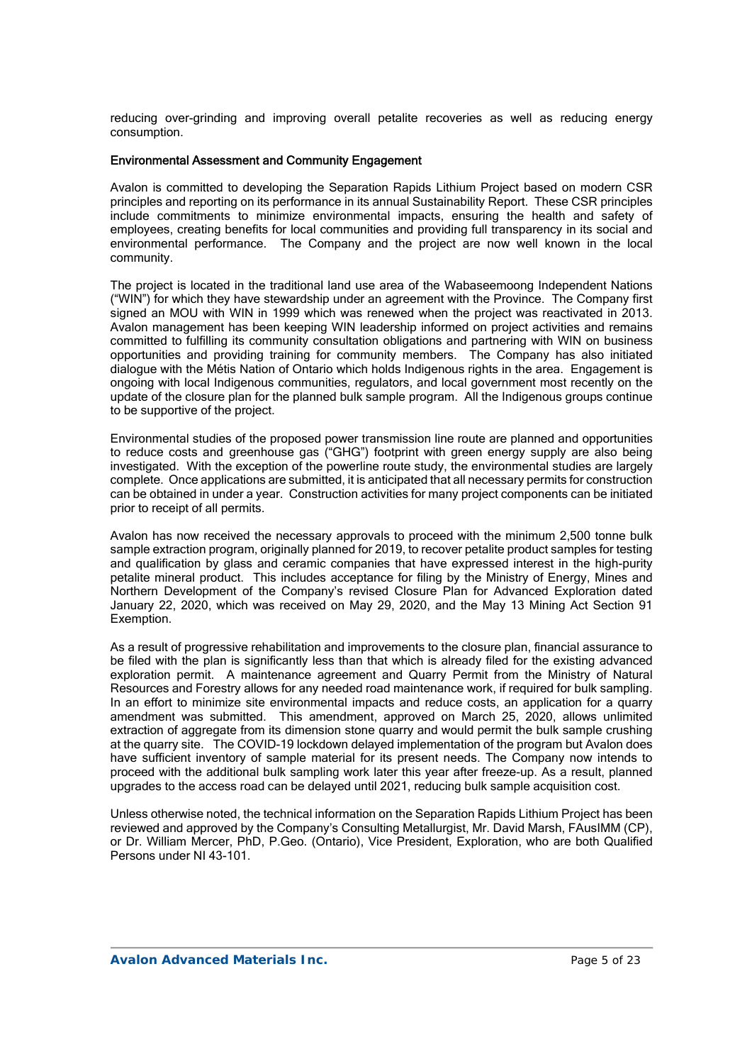reducing over-grinding and improving overall petalite recoveries as well as reducing energy consumption.

## Environmental Assessment and Community Engagement

Avalon is committed to developing the Separation Rapids Lithium Project based on modern CSR principles and reporting on its performance in its annual Sustainability Report. These CSR principles include commitments to minimize environmental impacts, ensuring the health and safety of employees, creating benefits for local communities and providing full transparency in its social and environmental performance. The Company and the project are now well known in the local community.

The project is located in the traditional land use area of the Wabaseemoong Independent Nations ("WIN") for which they have stewardship under an agreement with the Province. The Company first signed an MOU with WIN in 1999 which was renewed when the project was reactivated in 2013. Avalon management has been keeping WIN leadership informed on project activities and remains committed to fulfilling its community consultation obligations and partnering with WIN on business opportunities and providing training for community members. The Company has also initiated dialogue with the Métis Nation of Ontario which holds Indigenous rights in the area. Engagement is ongoing with local Indigenous communities, regulators, and local government most recently on the update of the closure plan for the planned bulk sample program. All the Indigenous groups continue to be supportive of the project.

Environmental studies of the proposed power transmission line route are planned and opportunities to reduce costs and greenhouse gas ("GHG") footprint with green energy supply are also being investigated. With the exception of the powerline route study, the environmental studies are largely complete. Once applications are submitted, it is anticipated that all necessary permits for construction can be obtained in under a year. Construction activities for many project components can be initiated prior to receipt of all permits.

Avalon has now received the necessary approvals to proceed with the minimum 2,500 tonne bulk sample extraction program, originally planned for 2019, to recover petalite product samples for testing and qualification by glass and ceramic companies that have expressed interest in the high-purity petalite mineral product. This includes acceptance for filing by the Ministry of Energy, Mines and Northern Development of the Company's revised Closure Plan for Advanced Exploration dated January 22, 2020, which was received on May 29, 2020, and the May 13 Mining Act Section 91 Exemption.

As a result of progressive rehabilitation and improvements to the closure plan, financial assurance to be filed with the plan is significantly less than that which is already filed for the existing advanced exploration permit. A maintenance agreement and Quarry Permit from the Ministry of Natural Resources and Forestry allows for any needed road maintenance work, if required for bulk sampling. In an effort to minimize site environmental impacts and reduce costs, an application for a quarry amendment was submitted. This amendment, approved on March 25, 2020, allows unlimited extraction of aggregate from its dimension stone quarry and would permit the bulk sample crushing at the quarry site. The COVID-19 lockdown delayed implementation of the program but Avalon does have sufficient inventory of sample material for its present needs. The Company now intends to proceed with the additional bulk sampling work later this year after freeze-up. As a result, planned upgrades to the access road can be delayed until 2021, reducing bulk sample acquisition cost.

Unless otherwise noted, the technical information on the Separation Rapids Lithium Project has been reviewed and approved by the Company's Consulting Metallurgist, Mr. David Marsh, FAusIMM (CP), or Dr. William Mercer, PhD, P.Geo. (Ontario), Vice President, Exploration, who are both Qualified Persons under NI 43-101.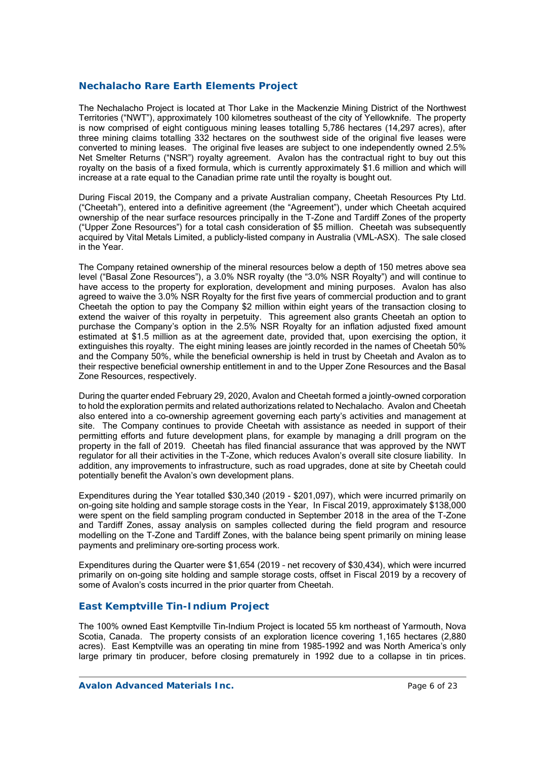## Nechalacho Rare Earth Elements Project

The Nechalacho Project is located at Thor Lake in the Mackenzie Mining District of the Northwest Territories ("NWT"), approximately 100 kilometres southeast of the city of Yellowknife. The property is now comprised of eight contiguous mining leases totalling 5,786 hectares (14,297 acres), after three mining claims totalling 332 hectares on the southwest side of the original five leases were converted to mining leases. The original five leases are subject to one independently owned 2.5% Net Smelter Returns ("NSR") royalty agreement. Avalon has the contractual right to buy out this royalty on the basis of a fixed formula, which is currently approximately $1.6 million and which will increase at a rate equal to the Canadian prime rate until the royalty is bought out.

During Fiscal 2019, the Company and a private Australian company, Cheetah Resources Pty Ltd. ("Cheetah"), entered into a definitive agreement (the "Agreement"), under which Cheetah acquired ownership of the near surface resources principally in the T-Zone and Tardiff Zones of the property ("Upper Zone Resources") for a total cash consideration of $5 million. Cheetah was subsequently acquired by Vital Metals Limited, a publicly-listed company in Australia (VML-ASX). The sale closed in the Year.

The Company retained ownership of the mineral resources below a depth of 150 metres above sea level ("Basal Zone Resources"), a 3.0% NSR royalty (the "3.0% NSR Royalty") and will continue to have access to the property for exploration, development and mining purposes. Avalon has also agreed to waive the 3.0% NSR Royalty for the first five years of commercial production and to grant Cheetah the option to pay the Company $2 million within eight years of the transaction closing to extend the waiver of this royalty in perpetuity. This agreement also grants Cheetah an option to purchase the Company's option in the 2.5% NSR Royalty for an inflation adjusted fixed amount estimated at $1.5 million as at the agreement date, provided that, upon exercising the option, it extinguishes this royalty. The eight mining leases are jointly recorded in the names of Cheetah 50% and the Company 50%, while the beneficial ownership is held in trust by Cheetah and Avalon as to their respective beneficial ownership entitlement in and to the Upper Zone Resources and the Basal Zone Resources, respectively.

During the quarter ended February 29, 2020, Avalon and Cheetah formed a jointly-owned corporation to hold the exploration permits and related authorizations related to Nechalacho. Avalon and Cheetah also entered into a co-ownership agreement governing each party's activities and management at site. The Company continues to provide Cheetah with assistance as needed in support of their permitting efforts and future development plans, for example by managing a drill program on the property in the fall of 2019. Cheetah has filed financial assurance that was approved by the NWT regulator for all their activities in the T-Zone, which reduces Avalon's overall site closure liability. In addition, any improvements to infrastructure, such as road upgrades, done at site by Cheetah could potentially benefit the Avalon's own development plans.

Expenditures during the Year totalled $30,340 (2019 - $201,097), which were incurred primarily on on-going site holding and sample storage costs in the Year, In Fiscal 2019, approximately $138,000 were spent on the field sampling program conducted in September 2018 in the area of the T-Zone and Tardiff Zones, assay analysis on samples collected during the field program and resource modelling on the T-Zone and Tardiff Zones, with the balance being spent primarily on mining lease payments and preliminary ore-sorting process work.

Expenditures during the Quarter were $1,654 (2019 – net recovery of $30,434), which were incurred primarily on on-going site holding and sample storage costs, offset in Fiscal 2019 by a recovery of some of Avalon's costs incurred in the prior quarter from Cheetah.

## East Kemptville Tin-Indium Project

The 100% owned East Kemptville Tin-Indium Project is located 55 km northeast of Yarmouth, Nova Scotia, Canada. The property consists of an exploration licence covering 1,165 hectares (2,880 acres). East Kemptville was an operating tin mine from 1985-1992 and was North America's only large primary tin producer, before closing prematurely in 1992 due to a collapse in tin prices.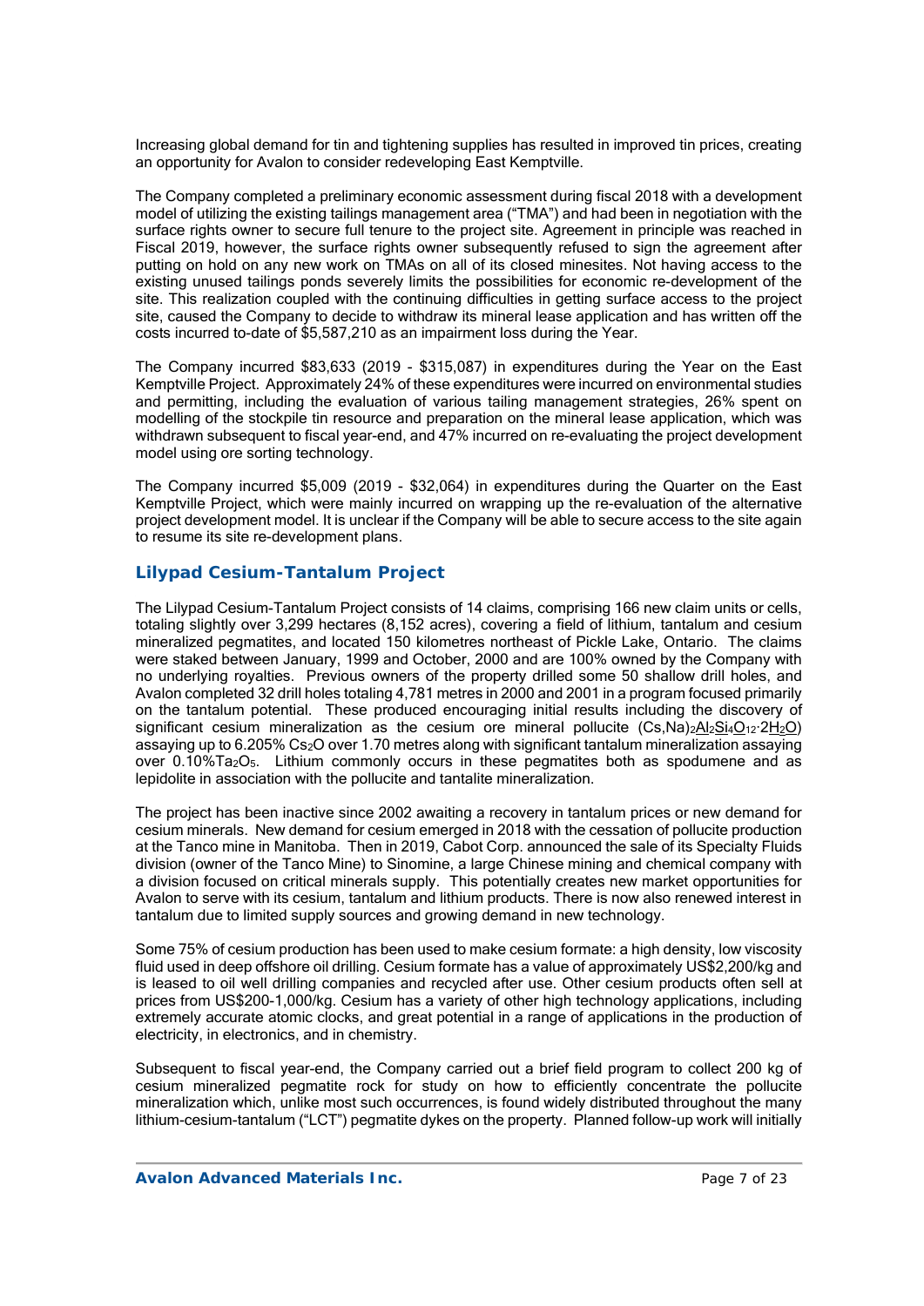Increasing global demand for tin and tightening supplies has resulted in improved tin prices, creating an opportunity for Avalon to consider redeveloping East Kemptville.

The Company completed a preliminary economic assessment during fiscal 2018 with a development model of utilizing the existing tailings management area ("TMA") and had been in negotiation with the surface rights owner to secure full tenure to the project site. Agreement in principle was reached in Fiscal 2019, however, the surface rights owner subsequently refused to sign the agreement after putting on hold on any new work on TMAs on all of its closed minesites. Not having access to the existing unused tailings ponds severely limits the possibilities for economic re-development of the site. This realization coupled with the continuing difficulties in getting surface access to the project site, caused the Company to decide to withdraw its mineral lease application and has written off the costs incurred to-date of $5,587,210 as an impairment loss during the Year.

The Company incurred $83,633 (2019 - $315,087) in expenditures during the Year on the East Kemptville Project. Approximately 24% of these expenditures were incurred on environmental studies and permitting, including the evaluation of various tailing management strategies, 26% spent on modelling of the stockpile tin resource and preparation on the mineral lease application, which was withdrawn subsequent to fiscal year-end, and 47% incurred on re-evaluating the project development model using ore sorting technology.

The Company incurred $5,009 (2019 - $32,064) in expenditures during the Quarter on the East Kemptville Project, which were mainly incurred on wrapping up the re-evaluation of the alternative project development model. It is unclear if the Company will be able to secure access to the site again to resume its site re-development plans.

## Lilypad Cesium-Tantalum Project

The Lilypad Cesium-Tantalum Project consists of 14 claims, comprising 166 new claim units or cells, totaling slightly over 3,299 hectares (8,152 acres), covering a field of lithium, tantalum and cesium mineralized pegmatites, and located 150 kilometres northeast of Pickle Lake, Ontario. The claims were staked between January, 1999 and October, 2000 and are 100% owned by the Company with no underlying royalties. Previous owners of the property drilled some 50 shallow drill holes, and Avalon completed 32 drill holes totaling 4,781 metres in 2000 and 2001 in a program focused primarily on the tantalum potential. These produced encouraging initial results including the discovery of significant cesium mineralization as the cesium ore mineral pollucite $(Cs,Na)_2Al_2Si_4O_{12}\cdot 2H_2O$) assaying up to 6.205% $Cs_2O$ over 1.70 metres along with significant tantalum mineralization assaying over 0.10%$Ta_2O_5$. Lithium commonly occurs in these pegmatites both as spodumene and as lepidolite in association with the pollucite and tantalite mineralization.

The project has been inactive since 2002 awaiting a recovery in tantalum prices or new demand for cesium minerals. New demand for cesium emerged in 2018 with the cessation of pollucite production at the Tanco mine in Manitoba. Then in 2019, Cabot Corp. announced the sale of its Specialty Fluids division (owner of the Tanco Mine) to Sinomine, a large Chinese mining and chemical company with a division focused on critical minerals supply. This potentially creates new market opportunities for Avalon to serve with its cesium, tantalum and lithium products. There is now also renewed interest in tantalum due to limited supply sources and growing demand in new technology.

Some 75% of cesium production has been used to make cesium formate: a high density, low viscosity fluid used in deep offshore oil drilling. Cesium formate has a value of approximately US$2,200/kg and is leased to oil well drilling companies and recycled after use. Other cesium products often sell at prices from US$200-1,000/kg. Cesium has a variety of other high technology applications, including extremely accurate atomic clocks, and great potential in a range of applications in the production of electricity, in electronics, and in chemistry.

Subsequent to fiscal year-end, the Company carried out a brief field program to collect 200 kg of cesium mineralized pegmatite rock for study on how to efficiently concentrate the pollucite mineralization which, unlike most such occurrences, is found widely distributed throughout the many lithium-cesium-tantalum ("LCT") pegmatite dykes on the property. Planned follow-up work will initially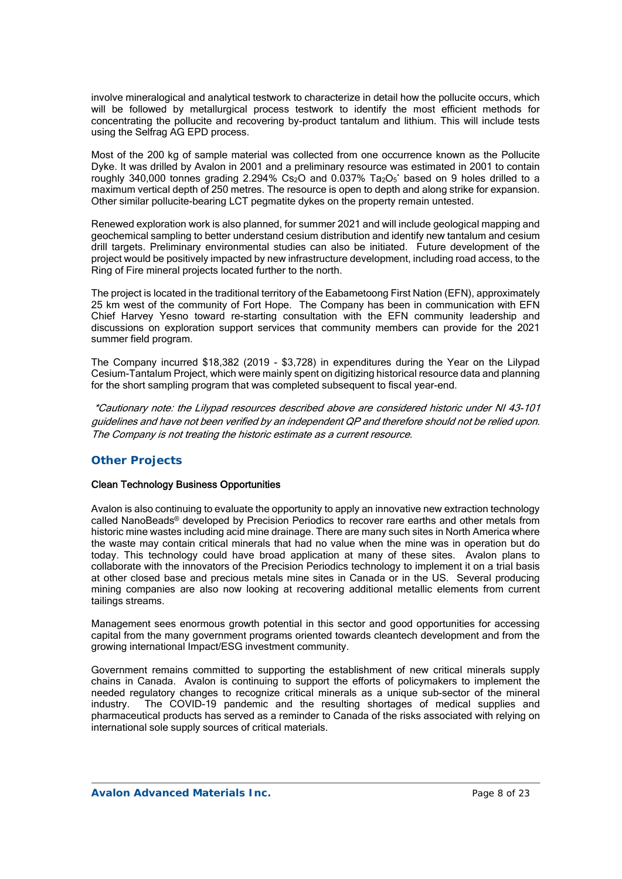involve mineralogical and analytical testwork to characterize in detail how the pollucite occurs, which will be followed by metallurgical process testwork to identify the most efficient methods for concentrating the pollucite and recovering by-product tantalum and lithium. This will include tests using the Selfrag AG EPD process.

Most of the 200 kg of sample material was collected from one occurrence known as the Pollucite Dyke. It was drilled by Avalon in 2001 and a preliminary resource was estimated in 2001 to contain roughly 340,000 tonnes grading 2.294% $Cs_2O$ and 0.037% $Ta_2O_5$* based on 9 holes drilled to a maximum vertical depth of 250 metres. The resource is open to depth and along strike for expansion. Other similar pollucite-bearing LCT pegmatite dykes on the property remain untested.

Renewed exploration work is also planned, for summer 2021 and will include geological mapping and geochemical sampling to better understand cesium distribution and identify new tantalum and cesium drill targets. Preliminary environmental studies can also be initiated. Future development of the project would be positively impacted by new infrastructure development, including road access, to the Ring of Fire mineral projects located further to the north.

The project is located in the traditional territory of the Eabametoong First Nation (EFN), approximately 25 km west of the community of Fort Hope. The Company has been in communication with EFN Chief Harvey Yesno toward re-starting consultation with the EFN community leadership and discussions on exploration support services that community members can provide for the 2021 summer field program.

The Company incurred $18,382 (2019 - $3,728) in expenditures during the Year on the Lilypad Cesium-Tantalum Project, which were mainly spent on digitizing historical resource data and planning for the short sampling program that was completed subsequent to fiscal year-end.

*\*Cautionary note: the Lilypad resources described above are considered historic under NI 43-101 guidelines and have not been verified by an independent QP and therefore should not be relied upon. The Company is not treating the historic estimate as a current resource.*

## Other Projects

### Clean Technology Business Opportunities

Avalon is also continuing to evaluate the opportunity to apply an innovative new extraction technology called NanoBeads® developed by Precision Periodics to recover rare earths and other metals from historic mine wastes including acid mine drainage. There are many such sites in North America where the waste may contain critical minerals that had no value when the mine was in operation but do today. This technology could have broad application at many of these sites. Avalon plans to collaborate with the innovators of the Precision Periodics technology to implement it on a trial basis at other closed base and precious metals mine sites in Canada or in the US. Several producing mining companies are also now looking at recovering additional metallic elements from current tailings streams.

Management sees enormous growth potential in this sector and good opportunities for accessing capital from the many government programs oriented towards cleantech development and from the growing international Impact/ESG investment community.

Government remains committed to supporting the establishment of new critical minerals supply chains in Canada. Avalon is continuing to support the efforts of policymakers to implement the needed regulatory changes to recognize critical minerals as a unique sub-sector of the mineral industry. The COVID-19 pandemic and the resulting shortages of medical supplies and pharmaceutical products has served as a reminder to Canada of the risks associated with relying on international sole supply sources of critical materials.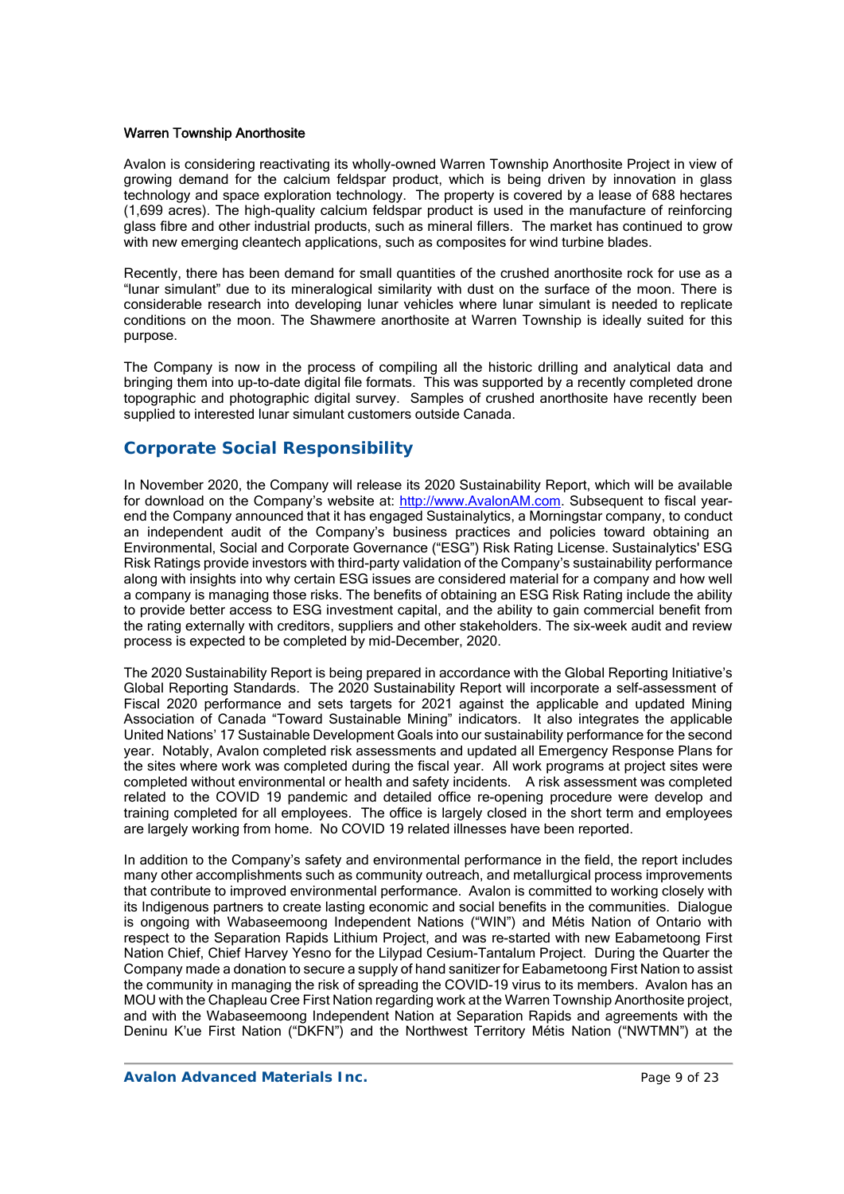**Warren Township Anorthosite**

Avalon is considering reactivating its wholly-owned Warren Township Anorthosite Project in view of growing demand for the calcium feldspar product, which is being driven by innovation in glass technology and space exploration technology. The property is covered by a lease of 688 hectares (1,699 acres). The high-quality calcium feldspar product is used in the manufacture of reinforcing glass fibre and other industrial products, such as mineral fillers. The market has continued to grow with new emerging cleantech applications, such as composites for wind turbine blades.

Recently, there has been demand for small quantities of the crushed anorthosite rock for use as a "lunar simulant" due to its mineralogical similarity with dust on the surface of the moon. There is considerable research into developing lunar vehicles where lunar simulant is needed to replicate conditions on the moon. The Shawmere anorthosite at Warren Township is ideally suited for this purpose.

The Company is now in the process of compiling all the historic drilling and analytical data and bringing them into up-to-date digital file formats. This was supported by a recently completed drone topographic and photographic digital survey. Samples of crushed anorthosite have recently been supplied to interested lunar simulant customers outside Canada.

## Corporate Social Responsibility

In November 2020, the Company will release its 2020 Sustainability Report, which will be available for download on the Company's website at: http://www.AvalonAM.com. Subsequent to fiscal year-end the Company announced that it has engaged Sustainalytics, a Morningstar company, to conduct an independent audit of the Company's business practices and policies toward obtaining an Environmental, Social and Corporate Governance ("ESG") Risk Rating License. Sustainalytics' ESG Risk Ratings provide investors with third-party validation of the Company's sustainability performance along with insights into why certain ESG issues are considered material for a company and how well a company is managing those risks. The benefits of obtaining an ESG Risk Rating include the ability to provide better access to ESG investment capital, and the ability to gain commercial benefit from the rating externally with creditors, suppliers and other stakeholders. The six-week audit and review process is expected to be completed by mid-December, 2020.

The 2020 Sustainability Report is being prepared in accordance with the Global Reporting Initiative's Global Reporting Standards. The 2020 Sustainability Report will incorporate a self-assessment of Fiscal 2020 performance and sets targets for 2021 against the applicable and updated Mining Association of Canada "Toward Sustainable Mining" indicators. It also integrates the applicable United Nations' 17 Sustainable Development Goals into our sustainability performance for the second year. Notably, Avalon completed risk assessments and updated all Emergency Response Plans for the sites where work was completed during the fiscal year. All work programs at project sites were completed without environmental or health and safety incidents. A risk assessment was completed related to the COVID 19 pandemic and detailed office re-opening procedure were develop and training completed for all employees. The office is largely closed in the short term and employees are largely working from home. No COVID 19 related illnesses have been reported.

In addition to the Company's safety and environmental performance in the field, the report includes many other accomplishments such as community outreach, and metallurgical process improvements that contribute to improved environmental performance. Avalon is committed to working closely with its Indigenous partners to create lasting economic and social benefits in the communities. Dialogue is ongoing with Wabaseemoong Independent Nations ("WIN") and Métis Nation of Ontario with respect to the Separation Rapids Lithium Project, and was re-started with new Eabametoong First Nation Chief, Chief Harvey Yesno for the Lilypad Cesium-Tantalum Project. During the Quarter the Company made a donation to secure a supply of hand sanitizer for Eabametoong First Nation to assist the community in managing the risk of spreading the COVID-19 virus to its members. Avalon has an MOU with the Chapleau Cree First Nation regarding work at the Warren Township Anorthosite project, and with the Wabaseemoong Independent Nation at Separation Rapids and agreements with the Deninu K'ue First Nation ("DKFN") and the Northwest Territory Métis Nation ("NWTMN") at the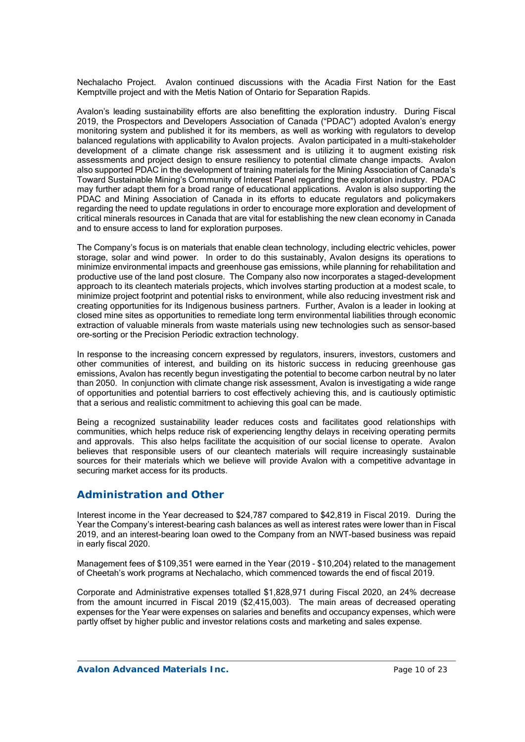Nechalacho Project. Avalon continued discussions with the Acadia First Nation for the East Kemptville project and with the Metis Nation of Ontario for Separation Rapids.

Avalon's leading sustainability efforts are also benefitting the exploration industry. During Fiscal 2019, the Prospectors and Developers Association of Canada ("PDAC") adopted Avalon's energy monitoring system and published it for its members, as well as working with regulators to develop balanced regulations with applicability to Avalon projects. Avalon participated in a multi-stakeholder development of a climate change risk assessment and is utilizing it to augment existing risk assessments and project design to ensure resiliency to potential climate change impacts. Avalon also supported PDAC in the development of training materials for the Mining Association of Canada's Toward Sustainable Mining's Community of Interest Panel regarding the exploration industry. PDAC may further adapt them for a broad range of educational applications. Avalon is also supporting the PDAC and Mining Association of Canada in its efforts to educate regulators and policymakers regarding the need to update regulations in order to encourage more exploration and development of critical minerals resources in Canada that are vital for establishing the new clean economy in Canada and to ensure access to land for exploration purposes.

The Company's focus is on materials that enable clean technology, including electric vehicles, power storage, solar and wind power. In order to do this sustainably, Avalon designs its operations to minimize environmental impacts and greenhouse gas emissions, while planning for rehabilitation and productive use of the land post closure. The Company also now incorporates a staged-development approach to its cleantech materials projects, which involves starting production at a modest scale, to minimize project footprint and potential risks to environment, while also reducing investment risk and creating opportunities for its Indigenous business partners. Further, Avalon is a leader in looking at closed mine sites as opportunities to remediate long term environmental liabilities through economic extraction of valuable minerals from waste materials using new technologies such as sensor-based ore-sorting or the Precision Periodic extraction technology.

In response to the increasing concern expressed by regulators, insurers, investors, customers and other communities of interest, and building on its historic success in reducing greenhouse gas emissions, Avalon has recently begun investigating the potential to become carbon neutral by no later than 2050. In conjunction with climate change risk assessment, Avalon is investigating a wide range of opportunities and potential barriers to cost effectively achieving this, and is cautiously optimistic that a serious and realistic commitment to achieving this goal can be made.

Being a recognized sustainability leader reduces costs and facilitates good relationships with communities, which helps reduce risk of experiencing lengthy delays in receiving operating permits and approvals. This also helps facilitate the acquisition of our social license to operate. Avalon believes that responsible users of our cleantech materials will require increasingly sustainable sources for their materials which we believe will provide Avalon with a competitive advantage in securing market access for its products.

## Administration and Other

Interest income in the Year decreased to $24,787 compared to $42,819 in Fiscal 2019. During the Year the Company's interest-bearing cash balances as well as interest rates were lower than in Fiscal 2019, and an interest-bearing loan owed to the Company from an NWT-based business was repaid in early fiscal 2020.

Management fees of $109,351 were earned in the Year (2019 - $10,204) related to the management of Cheetah's work programs at Nechalacho, which commenced towards the end of fiscal 2019.

Corporate and Administrative expenses totalled $1,828,971 during Fiscal 2020, an 24% decrease from the amount incurred in Fiscal 2019 ($2,415,003). The main areas of decreased operating expenses for the Year were expenses on salaries and benefits and occupancy expenses, which were partly offset by higher public and investor relations costs and marketing and sales expense.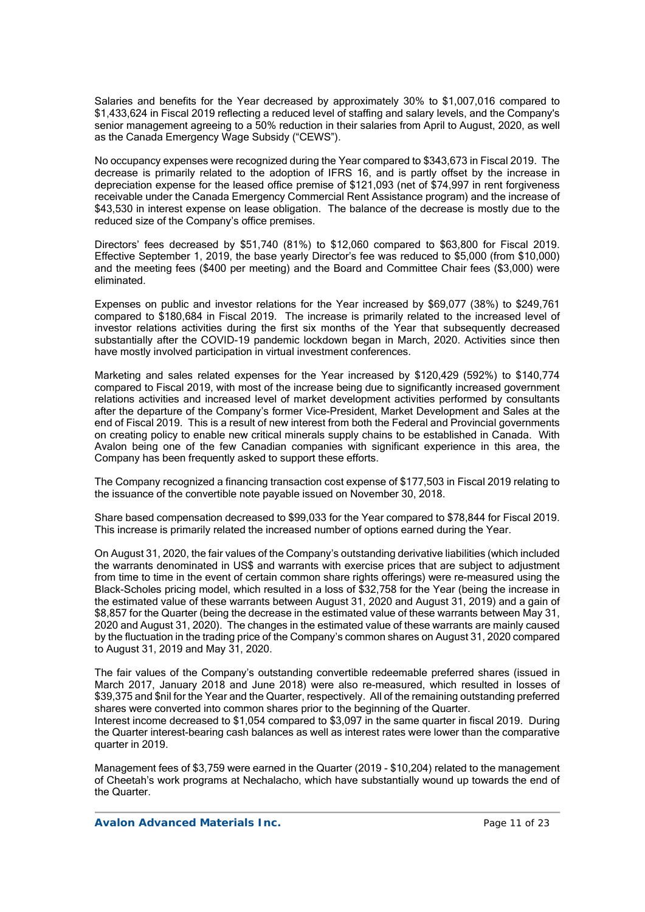Salaries and benefits for the Year decreased by approximately 30% to $1,007,016 compared to $1,433,624 in Fiscal 2019 reflecting a reduced level of staffing and salary levels, and the Company's senior management agreeing to a 50% reduction in their salaries from April to August, 2020, as well as the Canada Emergency Wage Subsidy ("CEWS").

No occupancy expenses were recognized during the Year compared to $343,673 in Fiscal 2019. The decrease is primarily related to the adoption of IFRS 16, and is partly offset by the increase in depreciation expense for the leased office premise of $121,093 (net of $74,997 in rent forgiveness receivable under the Canada Emergency Commercial Rent Assistance program) and the increase of $43,530 in interest expense on lease obligation. The balance of the decrease is mostly due to the reduced size of the Company's office premises.

Directors' fees decreased by $51,740 (81%) to $12,060 compared to $63,800 for Fiscal 2019. Effective September 1, 2019, the base yearly Director's fee was reduced to $5,000 (from $10,000) and the meeting fees ($400 per meeting) and the Board and Committee Chair fees ($3,000) were eliminated.

Expenses on public and investor relations for the Year increased by $69,077 (38%) to $249,761 compared to $180,684 in Fiscal 2019. The increase is primarily related to the increased level of investor relations activities during the first six months of the Year that subsequently decreased substantially after the COVID-19 pandemic lockdown began in March, 2020. Activities since then have mostly involved participation in virtual investment conferences.

Marketing and sales related expenses for the Year increased by $120,429 (592%) to $140,774 compared to Fiscal 2019, with most of the increase being due to significantly increased government relations activities and increased level of market development activities performed by consultants after the departure of the Company's former Vice-President, Market Development and Sales at the end of Fiscal 2019. This is a result of new interest from both the Federal and Provincial governments on creating policy to enable new critical minerals supply chains to be established in Canada. With Avalon being one of the few Canadian companies with significant experience in this area, the Company has been frequently asked to support these efforts.

The Company recognized a financing transaction cost expense of $177,503 in Fiscal 2019 relating to the issuance of the convertible note payable issued on November 30, 2018.

Share based compensation decreased to $99,033 for the Year compared to $78,844 for Fiscal 2019. This increase is primarily related the increased number of options earned during the Year.

On August 31, 2020, the fair values of the Company's outstanding derivative liabilities (which included the warrants denominated in US$ and warrants with exercise prices that are subject to adjustment from time to time in the event of certain common share rights offerings) were re-measured using the Black-Scholes pricing model, which resulted in a loss of $32,758 for the Year (being the increase in the estimated value of these warrants between August 31, 2020 and August 31, 2019) and a gain of $8,857 for the Quarter (being the decrease in the estimated value of these warrants between May 31, 2020 and August 31, 2020). The changes in the estimated value of these warrants are mainly caused by the fluctuation in the trading price of the Company's common shares on August 31, 2020 compared to August 31, 2019 and May 31, 2020.

The fair values of the Company's outstanding convertible redeemable preferred shares (issued in March 2017, January 2018 and June 2018) were also re-measured, which resulted in losses of $39,375 and $nil for the Year and the Quarter, respectively. All of the remaining outstanding preferred shares were converted into common shares prior to the beginning of the Quarter.
Interest income decreased to $1,054 compared to $3,097 in the same quarter in fiscal 2019. During the Quarter interest-bearing cash balances as well as interest rates were lower than the comparative quarter in 2019.

Management fees of $3,759 were earned in the Quarter (2019 - $10,204) related to the management of Cheetah's work programs at Nechalacho, which have substantially wound up towards the end of the Quarter.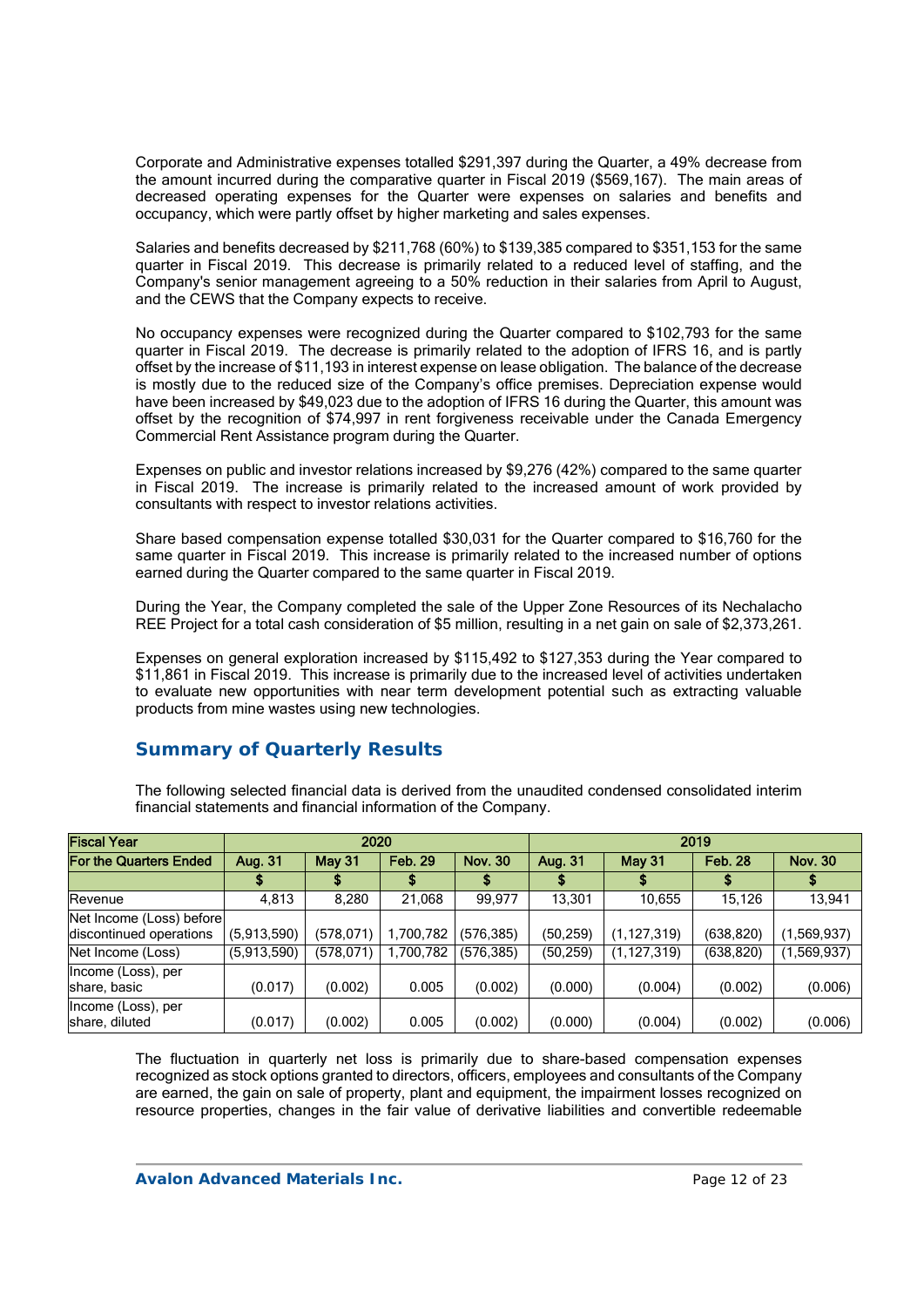Corporate and Administrative expenses totalled $291,397 during the Quarter, a 49% decrease from the amount incurred during the comparative quarter in Fiscal 2019 ($569,167). The main areas of decreased operating expenses for the Quarter were expenses on salaries and benefits and occupancy, which were partly offset by higher marketing and sales expenses.

Salaries and benefits decreased by $211,768 (60%) to $139,385 compared to $351,153 for the same quarter in Fiscal 2019. This decrease is primarily related to a reduced level of staffing, and the Company's senior management agreeing to a 50% reduction in their salaries from April to August, and the CEWS that the Company expects to receive.

No occupancy expenses were recognized during the Quarter compared to $102,793 for the same quarter in Fiscal 2019. The decrease is primarily related to the adoption of IFRS 16, and is partly offset by the increase of $11,193 in interest expense on lease obligation. The balance of the decrease is mostly due to the reduced size of the Company's office premises. Depreciation expense would have been increased by $49,023 due to the adoption of IFRS 16 during the Quarter, this amount was offset by the recognition of $74,997 in rent forgiveness receivable under the Canada Emergency Commercial Rent Assistance program during the Quarter.

Expenses on public and investor relations increased by $9,276 (42%) compared to the same quarter in Fiscal 2019. The increase is primarily related to the increased amount of work provided by consultants with respect to investor relations activities.

Share based compensation expense totalled $30,031 for the Quarter compared to $16,760 for the same quarter in Fiscal 2019. This increase is primarily related to the increased number of options earned during the Quarter compared to the same quarter in Fiscal 2019.

During the Year, the Company completed the sale of the Upper Zone Resources of its Nechalacho REE Project for a total cash consideration of $5 million, resulting in a net gain on sale of $2,373,261.

Expenses on general exploration increased by $115,492 to $127,353 during the Year compared to $11,861 in Fiscal 2019. This increase is primarily due to the increased level of activities undertaken to evaluate new opportunities with near term development potential such as extracting valuable products from mine wastes using new technologies.

## Summary of Quarterly Results

The following selected financial data is derived from the unaudited condensed consolidated interim financial statements and financial information of the Company.

| Fiscal Year | 2020 | | | | 2019 | | | |
|---|---|---|---|---|---|---|---|---|
| For the Quarters Ended | Aug. 31 | May 31 | Feb. 29 | Nov. 30 | Aug. 31 | May 31 | Feb. 28 | Nov. 30 |
| | $ | $ | $ | $ | $ | $ | $ | $ |
| Revenue | 4,813 | 8,280 | 21,068 | 99,977 | 13,301 | 10,655 | 15,126 | 13,941 |
| Net Income (Loss) before discontinued operations | (5,913,590) | (578,071) | 1,700,782 | (576,385) | (50,259) | (1,127,319) | (638,820) | (1,569,937) |
| Net Income (Loss) | (5,913,590) | (578,071) | 1,700,782 | (576,385) | (50,259) | (1,127,319) | (638,820) | (1,569,937) |
| Income (Loss), per share, basic | (0.017) | (0.002) | 0.005 | (0.002) | (0.000) | (0.004) | (0.002) | (0.006) |
| Income (Loss), per share, diluted | (0.017) | (0.002) | 0.005 | (0.002) | (0.000) | (0.004) | (0.002) | (0.006) |

The fluctuation in quarterly net loss is primarily due to share-based compensation expenses recognized as stock options granted to directors, officers, employees and consultants of the Company are earned, the gain on sale of property, plant and equipment, the impairment losses recognized on resource properties, changes in the fair value of derivative liabilities and convertible redeemable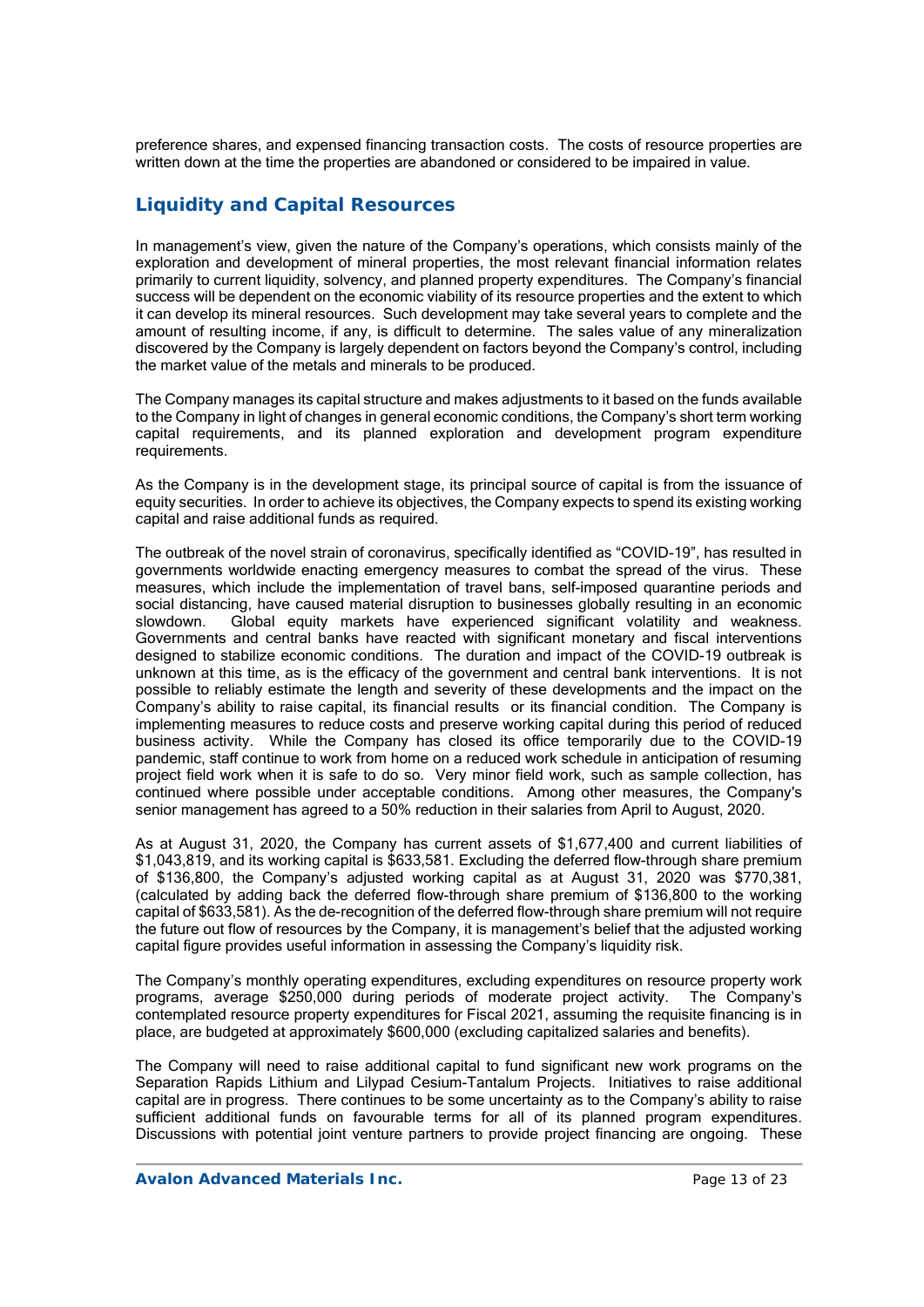preference shares, and expensed financing transaction costs. The costs of resource properties are written down at the time the properties are abandoned or considered to be impaired in value.

## Liquidity and Capital Resources

In management's view, given the nature of the Company's operations, which consists mainly of the exploration and development of mineral properties, the most relevant financial information relates primarily to current liquidity, solvency, and planned property expenditures. The Company's financial success will be dependent on the economic viability of its resource properties and the extent to which it can develop its mineral resources. Such development may take several years to complete and the amount of resulting income, if any, is difficult to determine. The sales value of any mineralization discovered by the Company is largely dependent on factors beyond the Company's control, including the market value of the metals and minerals to be produced.

The Company manages its capital structure and makes adjustments to it based on the funds available to the Company in light of changes in general economic conditions, the Company's short term working capital requirements, and its planned exploration and development program expenditure requirements.

As the Company is in the development stage, its principal source of capital is from the issuance of equity securities. In order to achieve its objectives, the Company expects to spend its existing working capital and raise additional funds as required.

The outbreak of the novel strain of coronavirus, specifically identified as "COVID-19", has resulted in governments worldwide enacting emergency measures to combat the spread of the virus. These measures, which include the implementation of travel bans, self-imposed quarantine periods and social distancing, have caused material disruption to businesses globally resulting in an economic slowdown. Global equity markets have experienced significant volatility and weakness. Governments and central banks have reacted with significant monetary and fiscal interventions designed to stabilize economic conditions. The duration and impact of the COVID-19 outbreak is unknown at this time, as is the efficacy of the government and central bank interventions. It is not possible to reliably estimate the length and severity of these developments and the impact on the Company's ability to raise capital, its financial results or its financial condition. The Company is implementing measures to reduce costs and preserve working capital during this period of reduced business activity. While the Company has closed its office temporarily due to the COVID-19 pandemic, staff continue to work from home on a reduced work schedule in anticipation of resuming project field work when it is safe to do so. Very minor field work, such as sample collection, has continued where possible under acceptable conditions. Among other measures, the Company's senior management has agreed to a 50% reduction in their salaries from April to August, 2020.

As at August 31, 2020, the Company has current assets of $1,677,400 and current liabilities of $1,043,819, and its working capital is $633,581. Excluding the deferred flow-through share premium of $136,800, the Company's adjusted working capital as at August 31, 2020 was $770,381, (calculated by adding back the deferred flow-through share premium of $136,800 to the working capital of $633,581). As the de-recognition of the deferred flow-through share premium will not require the future out flow of resources by the Company, it is management's belief that the adjusted working capital figure provides useful information in assessing the Company's liquidity risk.

The Company's monthly operating expenditures, excluding expenditures on resource property work programs, average $250,000 during periods of moderate project activity. The Company's contemplated resource property expenditures for Fiscal 2021, assuming the requisite financing is in place, are budgeted at approximately $600,000 (excluding capitalized salaries and benefits).

The Company will need to raise additional capital to fund significant new work programs on the Separation Rapids Lithium and Lilypad Cesium-Tantalum Projects. Initiatives to raise additional capital are in progress. There continues to be some uncertainty as to the Company's ability to raise sufficient additional funds on favourable terms for all of its planned program expenditures. Discussions with potential joint venture partners to provide project financing are ongoing. These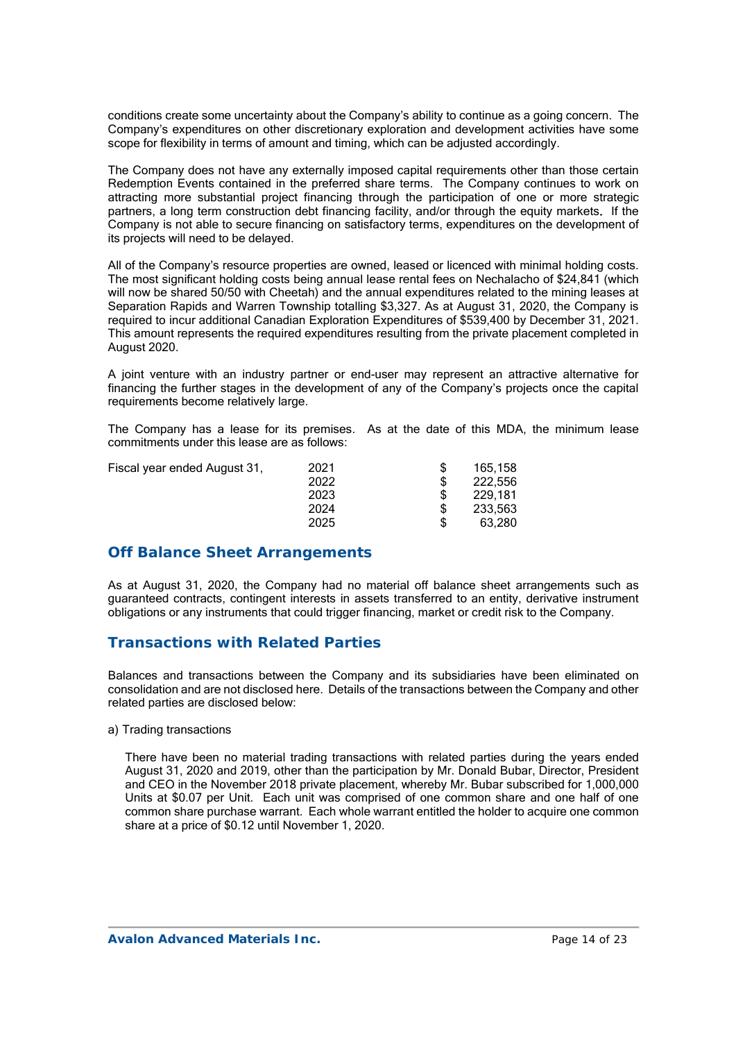conditions create some uncertainty about the Company's ability to continue as a going concern. The Company's expenditures on other discretionary exploration and development activities have some scope for flexibility in terms of amount and timing, which can be adjusted accordingly.

The Company does not have any externally imposed capital requirements other than those certain Redemption Events contained in the preferred share terms. The Company continues to work on attracting more substantial project financing through the participation of one or more strategic partners, a long term construction debt financing facility, and/or through the equity markets. If the Company is not able to secure financing on satisfactory terms, expenditures on the development of its projects will need to be delayed.

All of the Company's resource properties are owned, leased or licenced with minimal holding costs. The most significant holding costs being annual lease rental fees on Nechalacho of $24,841 (which will now be shared 50/50 with Cheetah) and the annual expenditures related to the mining leases at Separation Rapids and Warren Township totalling $3,327. As at August 31, 2020, the Company is required to incur additional Canadian Exploration Expenditures of $539,400 by December 31, 2021. This amount represents the required expenditures resulting from the private placement completed in August 2020.

A joint venture with an industry partner or end-user may represent an attractive alternative for financing the further stages in the development of any of the Company's projects once the capital requirements become relatively large.

The Company has a lease for its premises. As at the date of this MDA, the minimum lease commitments under this lease are as follows:

| | | | |
|---|---|---|---|
| Fiscal year ended August 31, | 2021 | $ | 165,158 |
| | 2022 | $ | 222,556 |
| | 2023 | $ | 229,181 |
| | 2024 | $ | 233,563 |
| | 2025 | $ | 63,280 |

## Off Balance Sheet Arrangements

As at August 31, 2020, the Company had no material off balance sheet arrangements such as guaranteed contracts, contingent interests in assets transferred to an entity, derivative instrument obligations or any instruments that could trigger financing, market or credit risk to the Company.

## Transactions with Related Parties

Balances and transactions between the Company and its subsidiaries have been eliminated on consolidation and are not disclosed here. Details of the transactions between the Company and other related parties are disclosed below:

a) Trading transactions

There have been no material trading transactions with related parties during the years ended August 31, 2020 and 2019, other than the participation by Mr. Donald Bubar, Director, President and CEO in the November 2018 private placement, whereby Mr. Bubar subscribed for 1,000,000 Units at $0.07 per Unit. Each unit was comprised of one common share and one half of one common share purchase warrant. Each whole warrant entitled the holder to acquire one common share at a price of $0.12 until November 1, 2020.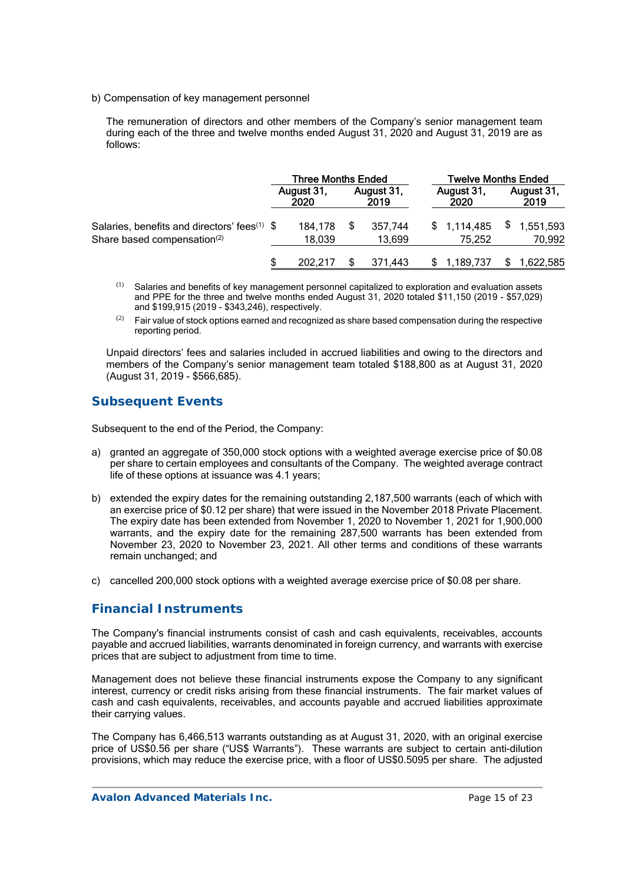b) Compensation of key management personnel

The remuneration of directors and other members of the Company's senior management team during each of the three and twelve months ended August 31, 2020 and August 31, 2019 are as follows:

| | Three Months Ended | | Twelve Months Ended | |
|---|---|---|---|---|
| | August 31, 2020 | August 31, 2019 | August 31, 2020 | August 31, 2019 |
| Salaries, benefits and directors' fees[(1)] | $ 184,178 | $ 357,744 | $ 1,114,485 | $ 1,551,593 |
| Share based compensation[(2)] | 18,039 | 13,699 | 75,252 | 70,992 |
| | $ 202,217 | $ 371,443 | $ 1,189,737 | $ 1,622,585 |

(1) Salaries and benefits of key management personnel capitalized to exploration and evaluation assets and PPE for the three and twelve months ended August 31, 2020 totaled $11,150 (2019 - $57,029) and $199,915 (2019 - $343,246), respectively.

(2) Fair value of stock options earned and recognized as share based compensation during the respective reporting period.

Unpaid directors' fees and salaries included in accrued liabilities and owing to the directors and members of the Company's senior management team totaled $188,800 as at August 31, 2020 (August 31, 2019 - $566,685).

## Subsequent Events

Subsequent to the end of the Period, the Company:

a) granted an aggregate of 350,000 stock options with a weighted average exercise price of $0.08 per share to certain employees and consultants of the Company. The weighted average contract life of these options at issuance was 4.1 years;

b) extended the expiry dates for the remaining outstanding 2,187,500 warrants (each of which with an exercise price of $0.12 per share) that were issued in the November 2018 Private Placement. The expiry date has been extended from November 1, 2020 to November 1, 2021 for 1,900,000 warrants, and the expiry date for the remaining 287,500 warrants has been extended from November 23, 2020 to November 23, 2021. All other terms and conditions of these warrants remain unchanged; and

c) cancelled 200,000 stock options with a weighted average exercise price of $0.08 per share.

## Financial Instruments

The Company's financial instruments consist of cash and cash equivalents, receivables, accounts payable and accrued liabilities, warrants denominated in foreign currency, and warrants with exercise prices that are subject to adjustment from time to time.

Management does not believe these financial instruments expose the Company to any significant interest, currency or credit risks arising from these financial instruments. The fair market values of cash and cash equivalents, receivables, and accounts payable and accrued liabilities approximate their carrying values.

The Company has 6,466,513 warrants outstanding as at August 31, 2020, with an original exercise price of US$0.56 per share ("US$ Warrants"). These warrants are subject to certain anti-dilution provisions, which may reduce the exercise price, with a floor of US$0.5095 per share. The adjusted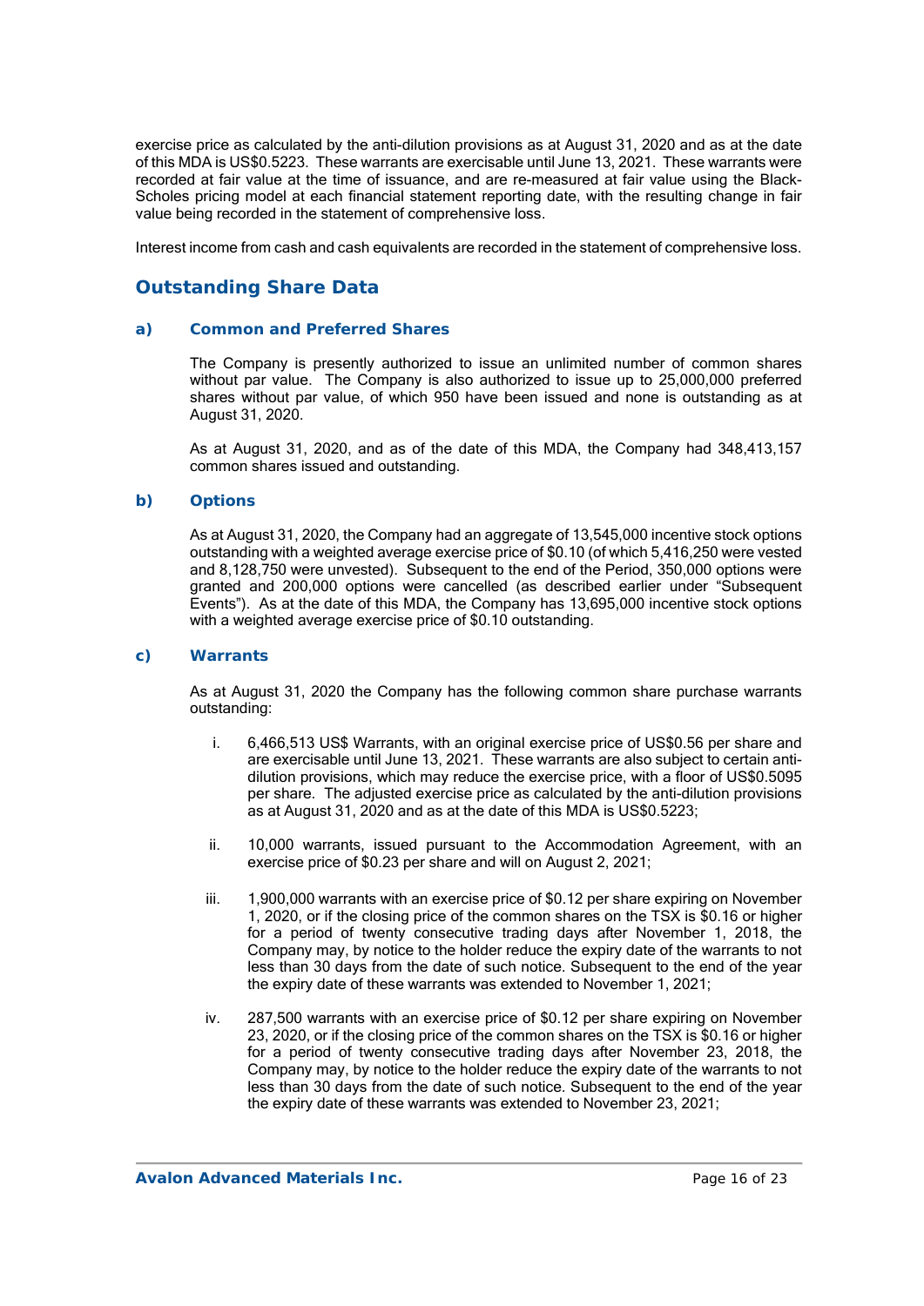exercise price as calculated by the anti-dilution provisions as at August 31, 2020 and as at the date of this MDA is US$0.5223. These warrants are exercisable until June 13, 2021. These warrants were recorded at fair value at the time of issuance, and are re-measured at fair value using the Black-Scholes pricing model at each financial statement reporting date, with the resulting change in fair value being recorded in the statement of comprehensive loss.

Interest income from cash and cash equivalents are recorded in the statement of comprehensive loss.

## Outstanding Share Data

### a) Common and Preferred Shares

The Company is presently authorized to issue an unlimited number of common shares without par value. The Company is also authorized to issue up to 25,000,000 preferred shares without par value, of which 950 have been issued and none is outstanding as at August 31, 2020.

As at August 31, 2020, and as of the date of this MDA, the Company had 348,413,157 common shares issued and outstanding.

### b) Options

As at August 31, 2020, the Company had an aggregate of 13,545,000 incentive stock options outstanding with a weighted average exercise price of $0.10 (of which 5,416,250 were vested and 8,128,750 were unvested). Subsequent to the end of the Period, 350,000 options were granted and 200,000 options were cancelled (as described earlier under "Subsequent Events"). As at the date of this MDA, the Company has 13,695,000 incentive stock options with a weighted average exercise price of $0.10 outstanding.

### c) Warrants

As at August 31, 2020 the Company has the following common share purchase warrants outstanding:

i. 6,466,513 US$ Warrants, with an original exercise price of US$0.56 per share and are exercisable until June 13, 2021. These warrants are also subject to certain anti-dilution provisions, which may reduce the exercise price, with a floor of US$0.5095 per share. The adjusted exercise price as calculated by the anti-dilution provisions as at August 31, 2020 and as at the date of this MDA is US$0.5223;

ii. 10,000 warrants, issued pursuant to the Accommodation Agreement, with an exercise price of $0.23 per share and will on August 2, 2021;

iii. 1,900,000 warrants with an exercise price of $0.12 per share expiring on November 1, 2020, or if the closing price of the common shares on the TSX is $0.16 or higher for a period of twenty consecutive trading days after November 1, 2018, the Company may, by notice to the holder reduce the expiry date of the warrants to not less than 30 days from the date of such notice. Subsequent to the end of the year the expiry date of these warrants was extended to November 1, 2021;

iv. 287,500 warrants with an exercise price of $0.12 per share expiring on November 23, 2020, or if the closing price of the common shares on the TSX is $0.16 or higher for a period of twenty consecutive trading days after November 23, 2018, the Company may, by notice to the holder reduce the expiry date of the warrants to not less than 30 days from the date of such notice. Subsequent to the end of the year the expiry date of these warrants was extended to November 23, 2021;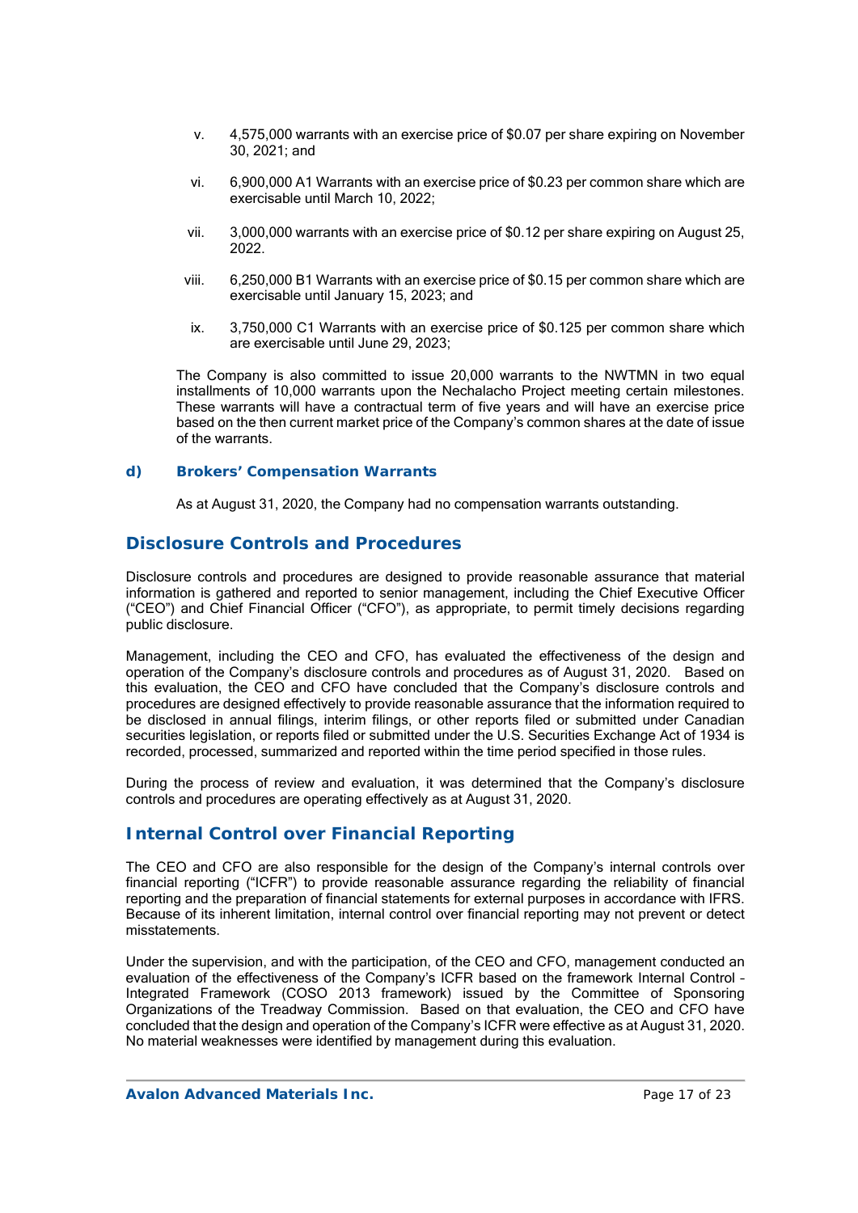v. 4,575,000 warrants with an exercise price of $0.07 per share expiring on November 30, 2021; and

vi. 6,900,000 A1 Warrants with an exercise price of $0.23 per common share which are exercisable until March 10, 2022;

vii. 3,000,000 warrants with an exercise price of $0.12 per share expiring on August 25, 2022.

viii. 6,250,000 B1 Warrants with an exercise price of $0.15 per common share which are exercisable until January 15, 2023; and

ix. 3,750,000 C1 Warrants with an exercise price of $0.125 per common share which are exercisable until June 29, 2023;

The Company is also committed to issue 20,000 warrants to the NWTMN in two equal installments of 10,000 warrants upon the Nechalacho Project meeting certain milestones. These warrants will have a contractual term of five years and will have an exercise price based on the then current market price of the Company's common shares at the date of issue of the warrants.

### d) Brokers' Compensation Warrants

As at August 31, 2020, the Company had no compensation warrants outstanding.

## Disclosure Controls and Procedures

Disclosure controls and procedures are designed to provide reasonable assurance that material information is gathered and reported to senior management, including the Chief Executive Officer ("CEO") and Chief Financial Officer ("CFO"), as appropriate, to permit timely decisions regarding public disclosure.

Management, including the CEO and CFO, has evaluated the effectiveness of the design and operation of the Company's disclosure controls and procedures as of August 31, 2020. Based on this evaluation, the CEO and CFO have concluded that the Company's disclosure controls and procedures are designed effectively to provide reasonable assurance that the information required to be disclosed in annual filings, interim filings, or other reports filed or submitted under Canadian securities legislation, or reports filed or submitted under the U.S. Securities Exchange Act of 1934 is recorded, processed, summarized and reported within the time period specified in those rules.

During the process of review and evaluation, it was determined that the Company's disclosure controls and procedures are operating effectively as at August 31, 2020.

## Internal Control over Financial Reporting

The CEO and CFO are also responsible for the design of the Company's internal controls over financial reporting ("ICFR") to provide reasonable assurance regarding the reliability of financial reporting and the preparation of financial statements for external purposes in accordance with IFRS. Because of its inherent limitation, internal control over financial reporting may not prevent or detect misstatements.

Under the supervision, and with the participation, of the CEO and CFO, management conducted an evaluation of the effectiveness of the Company's ICFR based on the framework Internal Control – Integrated Framework (COSO 2013 framework) issued by the Committee of Sponsoring Organizations of the Treadway Commission. Based on that evaluation, the CEO and CFO have concluded that the design and operation of the Company's ICFR were effective as at August 31, 2020. No material weaknesses were identified by management during this evaluation.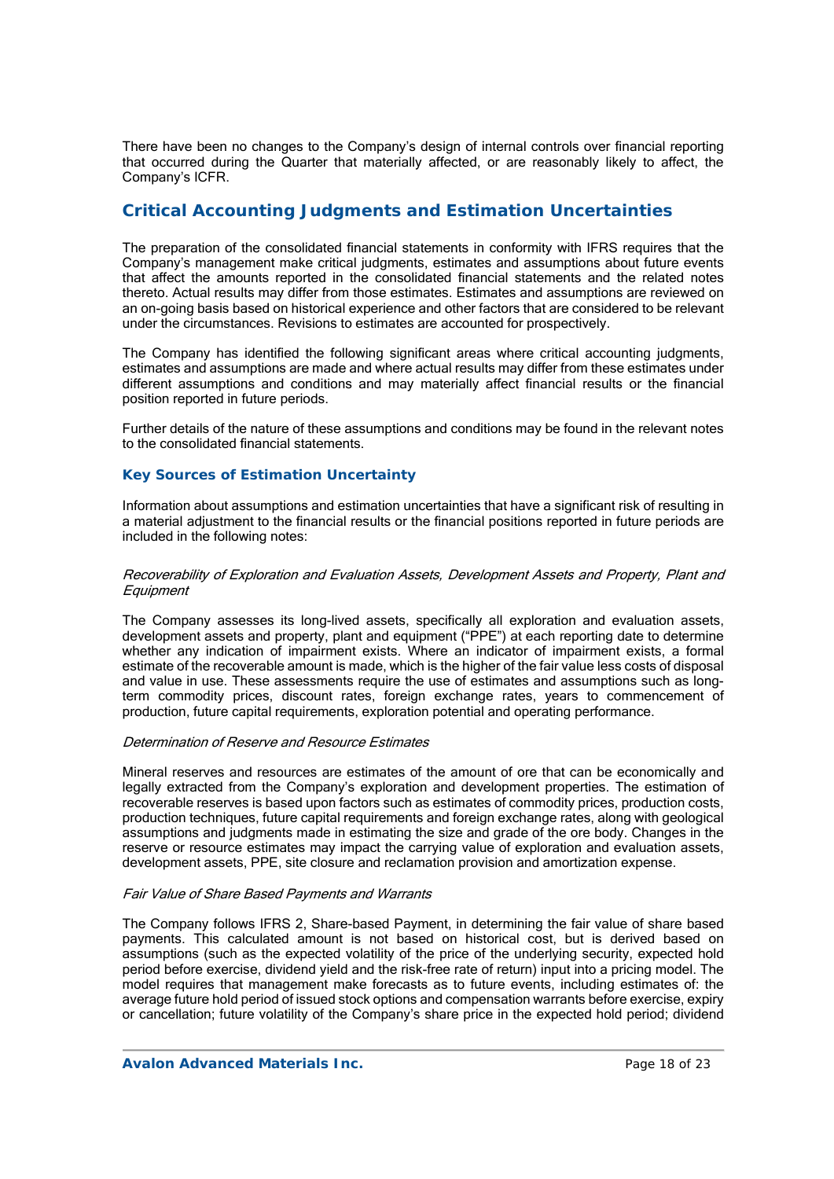There have been no changes to the Company's design of internal controls over financial reporting that occurred during the Quarter that materially affected, or are reasonably likely to affect, the Company's ICFR.

## Critical Accounting Judgments and Estimation Uncertainties

The preparation of the consolidated financial statements in conformity with IFRS requires that the Company's management make critical judgments, estimates and assumptions about future events that affect the amounts reported in the consolidated financial statements and the related notes thereto. Actual results may differ from those estimates. Estimates and assumptions are reviewed on an on-going basis based on historical experience and other factors that are considered to be relevant under the circumstances. Revisions to estimates are accounted for prospectively.

The Company has identified the following significant areas where critical accounting judgments, estimates and assumptions are made and where actual results may differ from these estimates under different assumptions and conditions and may materially affect financial results or the financial position reported in future periods.

Further details of the nature of these assumptions and conditions may be found in the relevant notes to the consolidated financial statements.

### Key Sources of Estimation Uncertainty

Information about assumptions and estimation uncertainties that have a significant risk of resulting in a material adjustment to the financial results or the financial positions reported in future periods are included in the following notes:

*Recoverability of Exploration and Evaluation Assets, Development Assets and Property, Plant and Equipment*

The Company assesses its long-lived assets, specifically all exploration and evaluation assets, development assets and property, plant and equipment ("PPE") at each reporting date to determine whether any indication of impairment exists. Where an indicator of impairment exists, a formal estimate of the recoverable amount is made, which is the higher of the fair value less costs of disposal and value in use. These assessments require the use of estimates and assumptions such as long-term commodity prices, discount rates, foreign exchange rates, years to commencement of production, future capital requirements, exploration potential and operating performance.

*Determination of Reserve and Resource Estimates*

Mineral reserves and resources are estimates of the amount of ore that can be economically and legally extracted from the Company's exploration and development properties. The estimation of recoverable reserves is based upon factors such as estimates of commodity prices, production costs, production techniques, future capital requirements and foreign exchange rates, along with geological assumptions and judgments made in estimating the size and grade of the ore body. Changes in the reserve or resource estimates may impact the carrying value of exploration and evaluation assets, development assets, PPE, site closure and reclamation provision and amortization expense.

*Fair Value of Share Based Payments and Warrants*

The Company follows IFRS 2, Share-based Payment, in determining the fair value of share based payments. This calculated amount is not based on historical cost, but is derived based on assumptions (such as the expected volatility of the price of the underlying security, expected hold period before exercise, dividend yield and the risk-free rate of return) input into a pricing model. The model requires that management make forecasts as to future events, including estimates of: the average future hold period of issued stock options and compensation warrants before exercise, expiry or cancellation; future volatility of the Company's share price in the expected hold period; dividend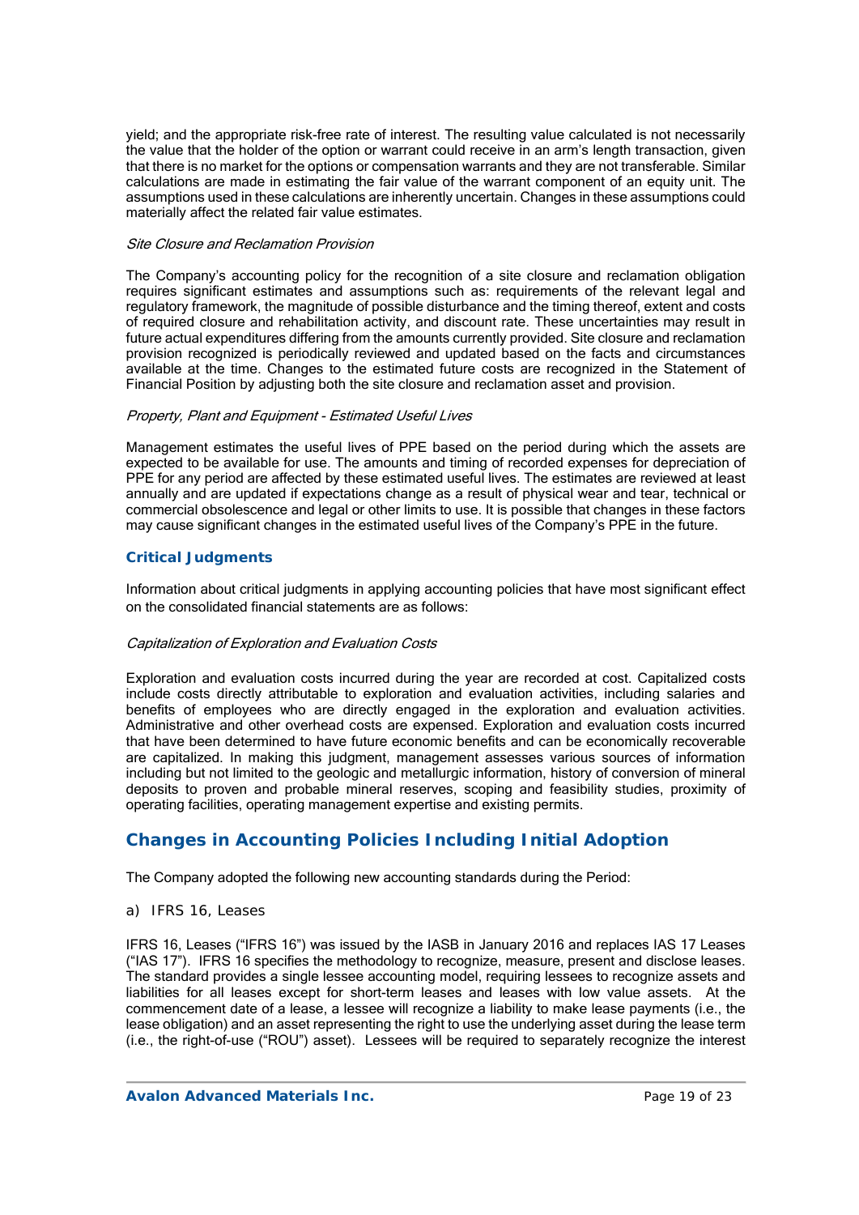yield; and the appropriate risk-free rate of interest. The resulting value calculated is not necessarily the value that the holder of the option or warrant could receive in an arm's length transaction, given that there is no market for the options or compensation warrants and they are not transferable. Similar calculations are made in estimating the fair value of the warrant component of an equity unit. The assumptions used in these calculations are inherently uncertain. Changes in these assumptions could materially affect the related fair value estimates.

*Site Closure and Reclamation Provision*

The Company's accounting policy for the recognition of a site closure and reclamation obligation requires significant estimates and assumptions such as: requirements of the relevant legal and regulatory framework, the magnitude of possible disturbance and the timing thereof, extent and costs of required closure and rehabilitation activity, and discount rate. These uncertainties may result in future actual expenditures differing from the amounts currently provided. Site closure and reclamation provision recognized is periodically reviewed and updated based on the facts and circumstances available at the time. Changes to the estimated future costs are recognized in the Statement of Financial Position by adjusting both the site closure and reclamation asset and provision.

*Property, Plant and Equipment - Estimated Useful Lives*

Management estimates the useful lives of PPE based on the period during which the assets are expected to be available for use. The amounts and timing of recorded expenses for depreciation of PPE for any period are affected by these estimated useful lives. The estimates are reviewed at least annually and are updated if expectations change as a result of physical wear and tear, technical or commercial obsolescence and legal or other limits to use. It is possible that changes in these factors may cause significant changes in the estimated useful lives of the Company's PPE in the future.

### Critical Judgments

Information about critical judgments in applying accounting policies that have most significant effect on the consolidated financial statements are as follows:

*Capitalization of Exploration and Evaluation Costs*

Exploration and evaluation costs incurred during the year are recorded at cost. Capitalized costs include costs directly attributable to exploration and evaluation activities, including salaries and benefits of employees who are directly engaged in the exploration and evaluation activities. Administrative and other overhead costs are expensed. Exploration and evaluation costs incurred that have been determined to have future economic benefits and can be economically recoverable are capitalized. In making this judgment, management assesses various sources of information including but not limited to the geologic and metallurgic information, history of conversion of mineral deposits to proven and probable mineral reserves, scoping and feasibility studies, proximity of operating facilities, operating management expertise and existing permits.

## Changes in Accounting Policies Including Initial Adoption

The Company adopted the following new accounting standards during the Period:

a) IFRS 16, Leases

IFRS 16, Leases ("IFRS 16") was issued by the IASB in January 2016 and replaces IAS 17 Leases ("IAS 17"). IFRS 16 specifies the methodology to recognize, measure, present and disclose leases. The standard provides a single lessee accounting model, requiring lessees to recognize assets and liabilities for all leases except for short-term leases and leases with low value assets. At the commencement date of a lease, a lessee will recognize a liability to make lease payments (i.e., the lease obligation) and an asset representing the right to use the underlying asset during the lease term (i.e., the right-of-use ("ROU") asset). Lessees will be required to separately recognize the interest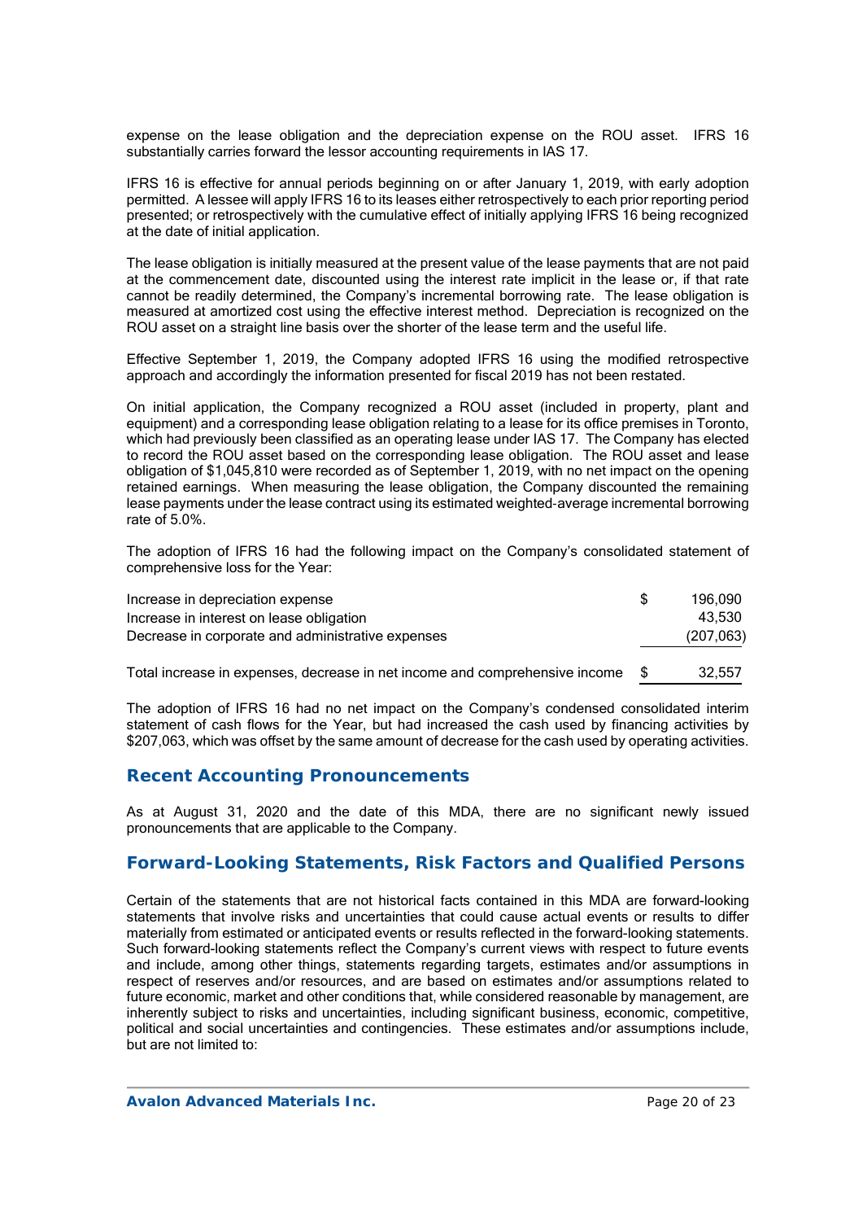expense on the lease obligation and the depreciation expense on the ROU asset. IFRS 16 substantially carries forward the lessor accounting requirements in IAS 17.

IFRS 16 is effective for annual periods beginning on or after January 1, 2019, with early adoption permitted. A lessee will apply IFRS 16 to its leases either retrospectively to each prior reporting period presented; or retrospectively with the cumulative effect of initially applying IFRS 16 being recognized at the date of initial application.

The lease obligation is initially measured at the present value of the lease payments that are not paid at the commencement date, discounted using the interest rate implicit in the lease or, if that rate cannot be readily determined, the Company's incremental borrowing rate. The lease obligation is measured at amortized cost using the effective interest method. Depreciation is recognized on the ROU asset on a straight line basis over the shorter of the lease term and the useful life.

Effective September 1, 2019, the Company adopted IFRS 16 using the modified retrospective approach and accordingly the information presented for fiscal 2019 has not been restated.

On initial application, the Company recognized a ROU asset (included in property, plant and equipment) and a corresponding lease obligation relating to a lease for its office premises in Toronto, which had previously been classified as an operating lease under IAS 17. The Company has elected to record the ROU asset based on the corresponding lease obligation. The ROU asset and lease obligation of $1,045,810 were recorded as of September 1, 2019, with no net impact on the opening retained earnings. When measuring the lease obligation, the Company discounted the remaining lease payments under the lease contract using its estimated weighted-average incremental borrowing rate of 5.0%.

The adoption of IFRS 16 had the following impact on the Company's consolidated statement of comprehensive loss for the Year:

| | | |
|---|---|---|
| Increase in depreciation expense | $ | 196,090 |
| Increase in interest on lease obligation | | 43,530 |
| Decrease in corporate and administrative expenses | | (207,063) |
| Total increase in expenses, decrease in net income and comprehensive income | $ | 32,557 |

The adoption of IFRS 16 had no net impact on the Company's condensed consolidated interim statement of cash flows for the Year, but had increased the cash used by financing activities by $207,063, which was offset by the same amount of decrease for the cash used by operating activities.

## Recent Accounting Pronouncements

As at August 31, 2020 and the date of this MDA, there are no significant newly issued pronouncements that are applicable to the Company.

## Forward-Looking Statements, Risk Factors and Qualified Persons

Certain of the statements that are not historical facts contained in this MDA are forward-looking statements that involve risks and uncertainties that could cause actual events or results to differ materially from estimated or anticipated events or results reflected in the forward-looking statements. Such forward-looking statements reflect the Company's current views with respect to future events and include, among other things, statements regarding targets, estimates and/or assumptions in respect of reserves and/or resources, and are based on estimates and/or assumptions related to future economic, market and other conditions that, while considered reasonable by management, are inherently subject to risks and uncertainties, including significant business, economic, competitive, political and social uncertainties and contingencies. These estimates and/or assumptions include, but are not limited to: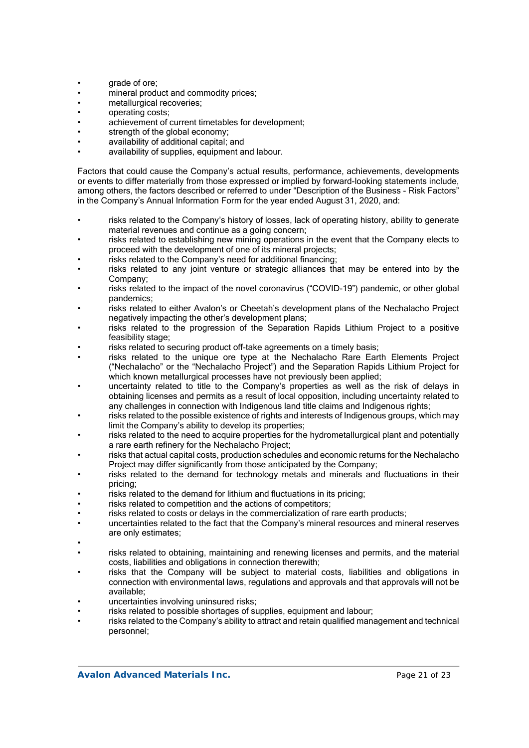- grade of ore;
- mineral product and commodity prices;
- metallurgical recoveries;
- operating costs;
- achievement of current timetables for development;
- strength of the global economy;
- availability of additional capital; and
- availability of supplies, equipment and labour.

Factors that could cause the Company's actual results, performance, achievements, developments or events to differ materially from those expressed or implied by forward-looking statements include, among others, the factors described or referred to under "Description of the Business - Risk Factors" in the Company's Annual Information Form for the year ended August 31, 2020, and:

- risks related to the Company's history of losses, lack of operating history, ability to generate material revenues and continue as a going concern;
- risks related to establishing new mining operations in the event that the Company elects to proceed with the development of one of its mineral projects;
- risks related to the Company's need for additional financing;
- risks related to any joint venture or strategic alliances that may be entered into by the Company;
- risks related to the impact of the novel coronavirus ("COVID-19") pandemic, or other global pandemics;
- risks related to either Avalon's or Cheetah's development plans of the Nechalacho Project negatively impacting the other's development plans;
- risks related to the progression of the Separation Rapids Lithium Project to a positive feasibility stage;
- risks related to securing product off-take agreements on a timely basis;
- risks related to the unique ore type at the Nechalacho Rare Earth Elements Project ("Nechalacho" or the "Nechalacho Project") and the Separation Rapids Lithium Project for which known metallurgical processes have not previously been applied;
- uncertainty related to title to the Company's properties as well as the risk of delays in obtaining licenses and permits as a result of local opposition, including uncertainty related to any challenges in connection with Indigenous land title claims and Indigenous rights;
- risks related to the possible existence of rights and interests of Indigenous groups, which may limit the Company's ability to develop its properties;
- risks related to the need to acquire properties for the hydrometallurgical plant and potentially a rare earth refinery for the Nechalacho Project;
- risks that actual capital costs, production schedules and economic returns for the Nechalacho Project may differ significantly from those anticipated by the Company;
- risks related to the demand for technology metals and minerals and fluctuations in their pricing;
- risks related to the demand for lithium and fluctuations in its pricing;
- risks related to competition and the actions of competitors;
- risks related to costs or delays in the commercialization of rare earth products;
- uncertainties related to the fact that the Company's mineral resources and mineral reserves are only estimates;
- 
- risks related to obtaining, maintaining and renewing licenses and permits, and the material costs, liabilities and obligations in connection therewith;
- risks that the Company will be subject to material costs, liabilities and obligations in connection with environmental laws, regulations and approvals and that approvals will not be available;
- uncertainties involving uninsured risks;
- risks related to possible shortages of supplies, equipment and labour;
- risks related to the Company's ability to attract and retain qualified management and technical personnel;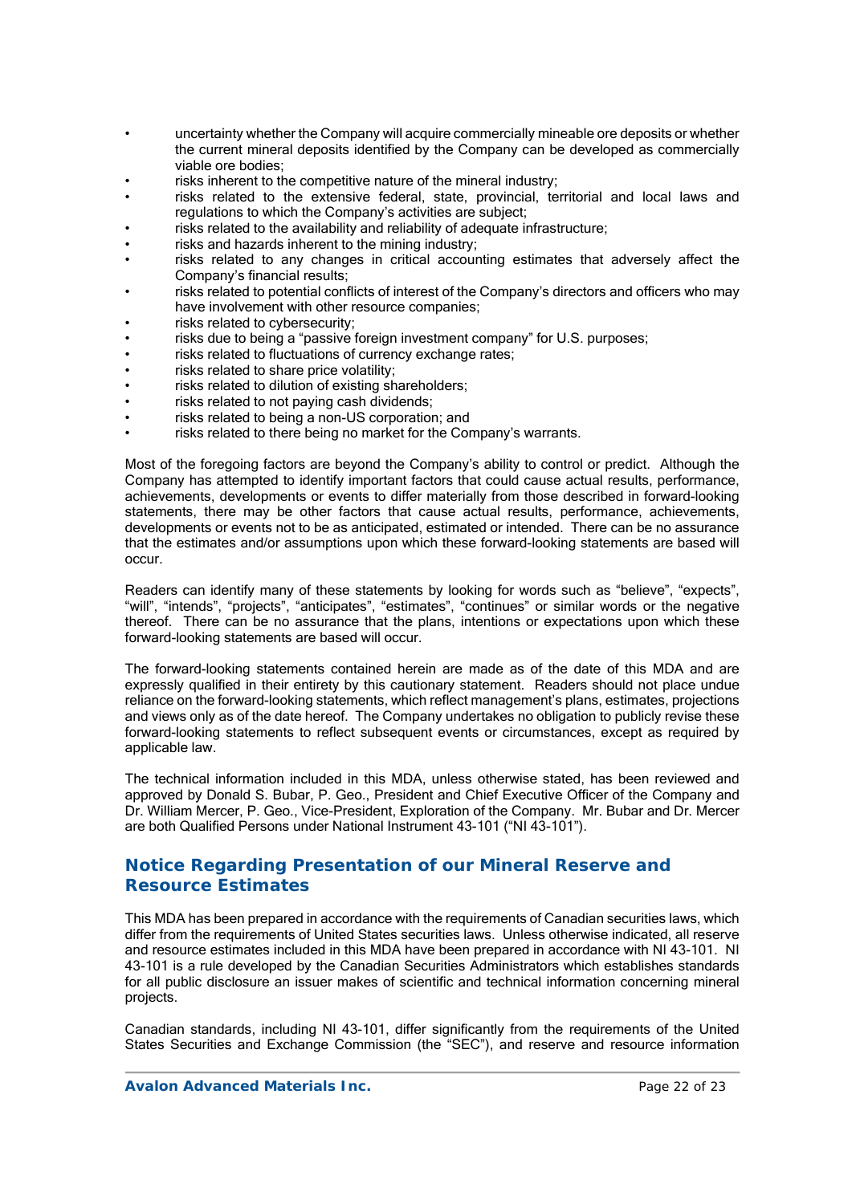- uncertainty whether the Company will acquire commercially mineable ore deposits or whether the current mineral deposits identified by the Company can be developed as commercially viable ore bodies;
- risks inherent to the competitive nature of the mineral industry;
- risks related to the extensive federal, state, provincial, territorial and local laws and regulations to which the Company's activities are subject;
- risks related to the availability and reliability of adequate infrastructure;
- risks and hazards inherent to the mining industry;
- risks related to any changes in critical accounting estimates that adversely affect the Company's financial results;
- risks related to potential conflicts of interest of the Company's directors and officers who may have involvement with other resource companies;
- risks related to cybersecurity;
- risks due to being a "passive foreign investment company" for U.S. purposes;
- risks related to fluctuations of currency exchange rates;
- risks related to share price volatility;
- risks related to dilution of existing shareholders;
- risks related to not paying cash dividends;
- risks related to being a non-US corporation; and
- risks related to there being no market for the Company's warrants.

Most of the foregoing factors are beyond the Company's ability to control or predict. Although the Company has attempted to identify important factors that could cause actual results, performance, achievements, developments or events to differ materially from those described in forward-looking statements, there may be other factors that cause actual results, performance, achievements, developments or events not to be as anticipated, estimated or intended. There can be no assurance that the estimates and/or assumptions upon which these forward-looking statements are based will occur.

Readers can identify many of these statements by looking for words such as "believe", "expects", "will", "intends", "projects", "anticipates", "estimates", "continues" or similar words or the negative thereof. There can be no assurance that the plans, intentions or expectations upon which these forward-looking statements are based will occur.

The forward-looking statements contained herein are made as of the date of this MDA and are expressly qualified in their entirety by this cautionary statement. Readers should not place undue reliance on the forward-looking statements, which reflect management's plans, estimates, projections and views only as of the date hereof. The Company undertakes no obligation to publicly revise these forward-looking statements to reflect subsequent events or circumstances, except as required by applicable law.

The technical information included in this MDA, unless otherwise stated, has been reviewed and approved by Donald S. Bubar, P. Geo., President and Chief Executive Officer of the Company and Dr. William Mercer, P. Geo., Vice-President, Exploration of the Company. Mr. Bubar and Dr. Mercer are both Qualified Persons under National Instrument 43-101 ("NI 43-101").

## Notice Regarding Presentation of our Mineral Reserve and Resource Estimates

This MDA has been prepared in accordance with the requirements of Canadian securities laws, which differ from the requirements of United States securities laws. Unless otherwise indicated, all reserve and resource estimates included in this MDA have been prepared in accordance with NI 43-101. NI 43-101 is a rule developed by the Canadian Securities Administrators which establishes standards for all public disclosure an issuer makes of scientific and technical information concerning mineral projects.

Canadian standards, including NI 43-101, differ significantly from the requirements of the United States Securities and Exchange Commission (the "SEC"), and reserve and resource information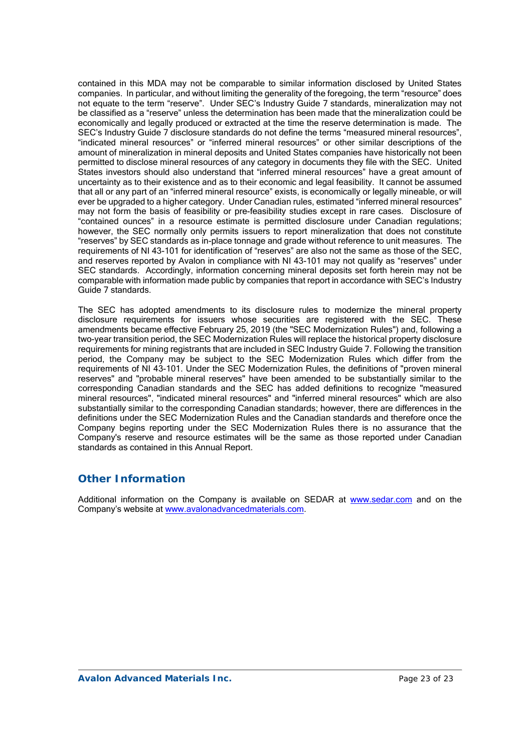contained in this MDA may not be comparable to similar information disclosed by United States companies. In particular, and without limiting the generality of the foregoing, the term "resource" does not equate to the term "reserve". Under SEC's Industry Guide 7 standards, mineralization may not be classified as a "reserve" unless the determination has been made that the mineralization could be economically and legally produced or extracted at the time the reserve determination is made. The SEC's Industry Guide 7 disclosure standards do not define the terms "measured mineral resources", "indicated mineral resources" or "inferred mineral resources" or other similar descriptions of the amount of mineralization in mineral deposits and United States companies have historically not been permitted to disclose mineral resources of any category in documents they file with the SEC. United States investors should also understand that "inferred mineral resources" have a great amount of uncertainty as to their existence and as to their economic and legal feasibility. It cannot be assumed that all or any part of an "inferred mineral resource" exists, is economically or legally mineable, or will ever be upgraded to a higher category. Under Canadian rules, estimated "inferred mineral resources" may not form the basis of feasibility or pre-feasibility studies except in rare cases. Disclosure of "contained ounces" in a resource estimate is permitted disclosure under Canadian regulations; however, the SEC normally only permits issuers to report mineralization that does not constitute "reserves" by SEC standards as in-place tonnage and grade without reference to unit measures. The requirements of NI 43-101 for identification of "reserves" are also not the same as those of the SEC, and reserves reported by Avalon in compliance with NI 43-101 may not qualify as "reserves" under SEC standards. Accordingly, information concerning mineral deposits set forth herein may not be comparable with information made public by companies that report in accordance with SEC's Industry Guide 7 standards.

The SEC has adopted amendments to its disclosure rules to modernize the mineral property disclosure requirements for issuers whose securities are registered with the SEC. These amendments became effective February 25, 2019 (the "SEC Modernization Rules") and, following a two-year transition period, the SEC Modernization Rules will replace the historical property disclosure requirements for mining registrants that are included in SEC Industry Guide 7. Following the transition period, the Company may be subject to the SEC Modernization Rules which differ from the requirements of NI 43-101. Under the SEC Modernization Rules, the definitions of "proven mineral reserves" and "probable mineral reserves" have been amended to be substantially similar to the corresponding Canadian standards and the SEC has added definitions to recognize "measured mineral resources", "indicated mineral resources" and "inferred mineral resources" which are also substantially similar to the corresponding Canadian standards; however, there are differences in the definitions under the SEC Modernization Rules and the Canadian standards and therefore once the Company begins reporting under the SEC Modernization Rules there is no assurance that the Company's reserve and resource estimates will be the same as those reported under Canadian standards as contained in this Annual Report.

## Other Information

Additional information on the Company is available on SEDAR at www.sedar.com and on the Company's website at www.avalonadvancedmaterials.com.